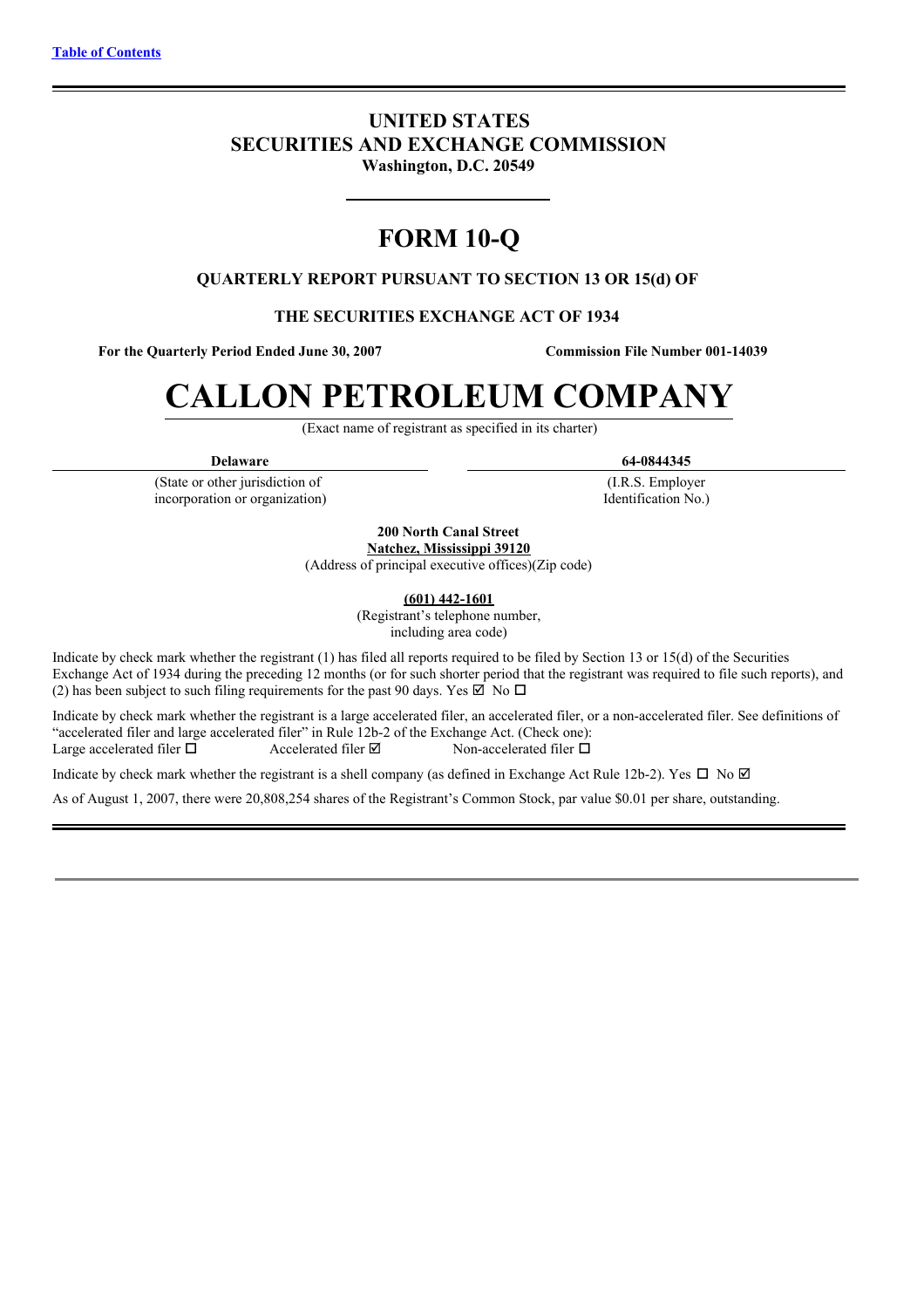[Table of Contents](#)

# UNITED STATES
# SECURITIES AND EXCHANGE COMMISSION
**Washington, D.C. 20549**

# FORM 10-Q

**QUARTERLY REPORT PURSUANT TO SECTION 13 OR 15(d) OF**

**THE SECURITIES EXCHANGE ACT OF 1934**

**For the Quarterly Period Ended June 30, 2007** | **Commission File Number 001-14039**

# CALLON PETROLEUM COMPANY

(Exact name of registrant as specified in its charter)

| **Delaware** | **64-0844345** |
|---|---|
| (State or other jurisdiction of incorporation or organization) | (I.R.S. Employer Identification No.) |

**200 North Canal Street**
**Natchez, Mississippi 39120**
(Address of principal executive offices)(Zip code)

**(601) 442-1601**
(Registrant's telephone number, including area code)

Indicate by check mark whether the registrant (1) has filed all reports required to be filed by Section 13 or 15(d) of the Securities Exchange Act of 1934 during the preceding 12 months (or for such shorter period that the registrant was required to file such reports), and (2) has been subject to such filing requirements for the past 90 days. Yes ☑ No ☐

Indicate by check mark whether the registrant is a large accelerated filer, an accelerated filer, or a non-accelerated filer. See definitions of "accelerated filer and large accelerated filer" in Rule 12b-2 of the Exchange Act. (Check one):
Large accelerated filer ☐ Accelerated filer ☑ Non-accelerated filer ☐

Indicate by check mark whether the registrant is a shell company (as defined in Exchange Act Rule 12b-2). Yes ☐ No ☑

As of August 1, 2007, there were 20,808,254 shares of the Registrant's Common Stock, par value $0.01 per share, outstanding.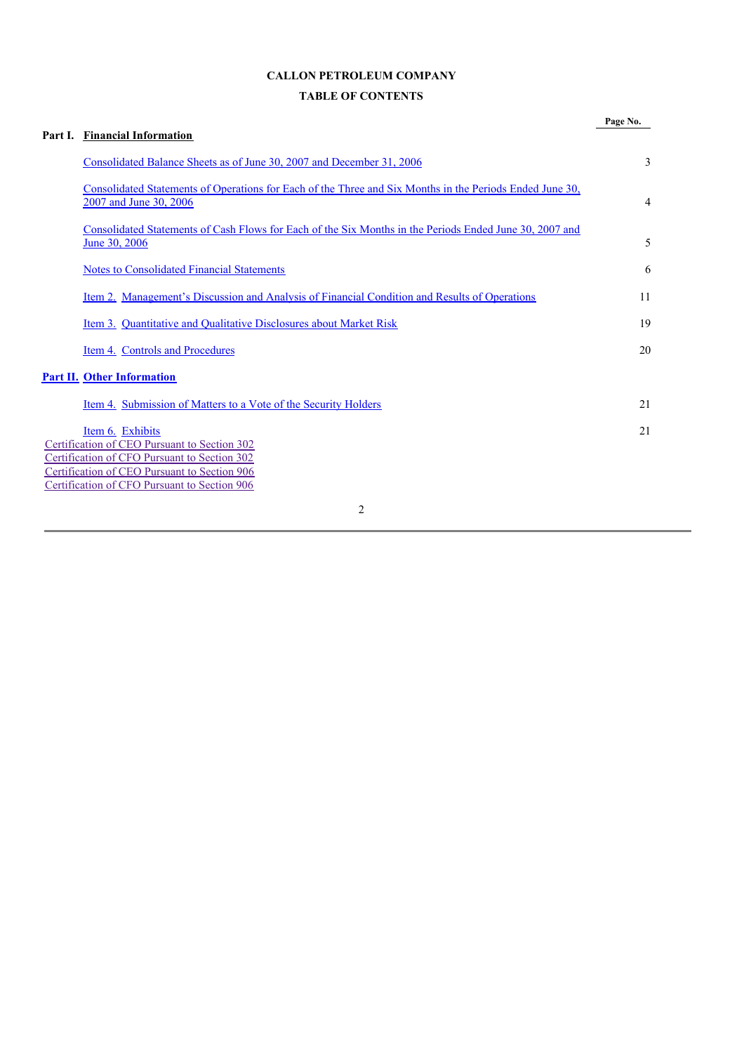**CALLON PETROLEUM COMPANY**

**TABLE OF CONTENTS**

| | | Page No. |
|---|---|---|
| **Part I.** | **Financial Information** | |
| | Consolidated Balance Sheets as of June 30, 2007 and December 31, 2006 | 3 |
| | Consolidated Statements of Operations for Each of the Three and Six Months in the Periods Ended June 30, 2007 and June 30, 2006 | 4 |
| | Consolidated Statements of Cash Flows for Each of the Six Months in the Periods Ended June 30, 2007 and June 30, 2006 | 5 |
| | Notes to Consolidated Financial Statements | 6 |
| | Item 2. Management's Discussion and Analysis of Financial Condition and Results of Operations | 11 |
| | Item 3. Quantitative and Qualitative Disclosures about Market Risk | 19 |
| | Item 4. Controls and Procedures | 20 |
| **Part II.** | **Other Information** | |
| | Item 4. Submission of Matters to a Vote of the Security Holders | 21 |
| | Item 6. Exhibits | 21 |

Certification of CEO Pursuant to Section 302
Certification of CFO Pursuant to Section 302
Certification of CEO Pursuant to Section 906
Certification of CFO Pursuant to Section 906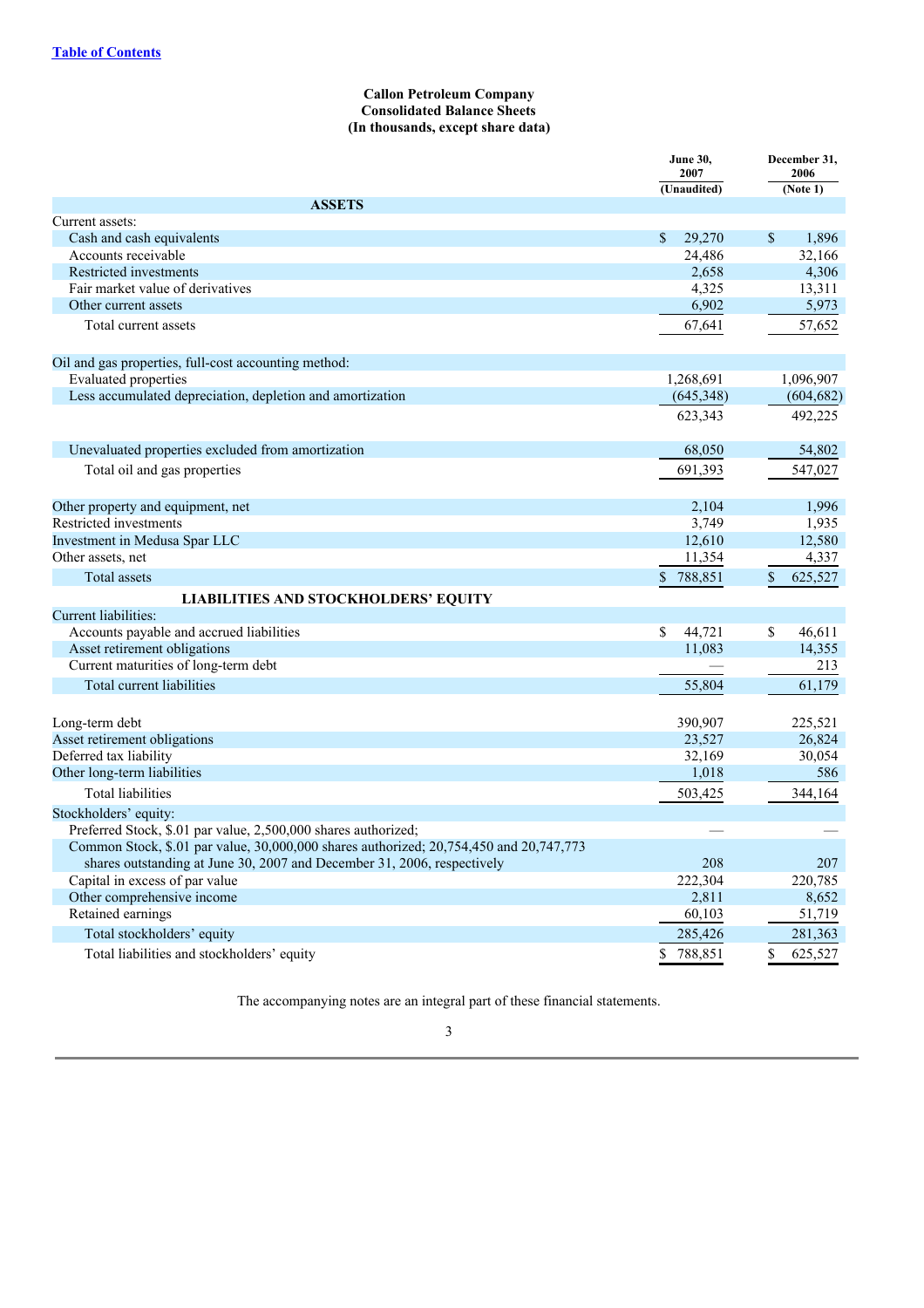[Table of Contents](#)

**Callon Petroleum Company**
**Consolidated Balance Sheets**
**(In thousands, except share data)**

| | June 30, 2007 (Unaudited) | December 31, 2006 (Note 1) |
|---|---|---|
| **ASSETS** | | |
| Current assets: | | |
| Cash and cash equivalents | $ 29,270 | $ 1,896 |
| Accounts receivable | 24,486 | 32,166 |
| Restricted investments | 2,658 | 4,306 |
| Fair market value of derivatives | 4,325 | 13,311 |
| Other current assets | 6,902 | 5,973 |
| Total current assets | 67,641 | 57,652 |
| Oil and gas properties, full-cost accounting method: | | |
| Evaluated properties | 1,268,691 | 1,096,907 |
| Less accumulated depreciation, depletion and amortization | (645,348) | (604,682) |
| | 623,343 | 492,225 |
| Unevaluated properties excluded from amortization | 68,050 | 54,802 |
| Total oil and gas properties | 691,393 | 547,027 |
| Other property and equipment, net | 2,104 | 1,996 |
| Restricted investments | 3,749 | 1,935 |
| Investment in Medusa Spar LLC | 12,610 | 12,580 |
| Other assets, net | 11,354 | 4,337 |
| Total assets | $ 788,851 | $ 625,527 |
| **LIABILITIES AND STOCKHOLDERS' EQUITY** | | |
| Current liabilities: | | |
| Accounts payable and accrued liabilities | $ 44,721 | $ 46,611 |
| Asset retirement obligations | 11,083 | 14,355 |
| Current maturities of long-term debt | — | 213 |
| Total current liabilities | 55,804 | 61,179 |
| Long-term debt | 390,907 | 225,521 |
| Asset retirement obligations | 23,527 | 26,824 |
| Deferred tax liability | 32,169 | 30,054 |
| Other long-term liabilities | 1,018 | 586 |
| Total liabilities | 503,425 | 344,164 |
| Stockholders' equity: | | |
| Preferred Stock, $.01 par value, 2,500,000 shares authorized; | — | — |
| Common Stock, $.01 par value, 30,000,000 shares authorized; 20,754,450 and 20,747,773 shares outstanding at June 30, 2007 and December 31, 2006, respectively | 208 | 207 |
| Capital in excess of par value | 222,304 | 220,785 |
| Other comprehensive income | 2,811 | 8,652 |
| Retained earnings | 60,103 | 51,719 |
| Total stockholders' equity | 285,426 | 281,363 |
| Total liabilities and stockholders' equity | $ 788,851 | $ 625,527 |

The accompanying notes are an integral part of these financial statements.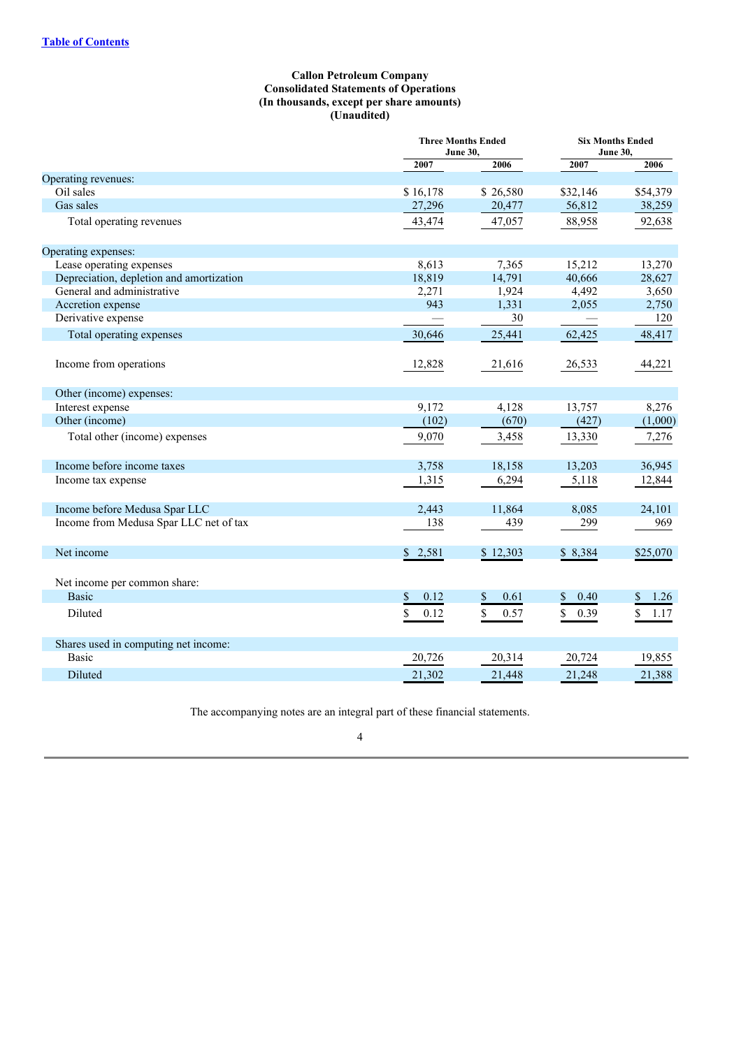[Table of Contents](#)

**Callon Petroleum Company**
**Consolidated Statements of Operations**
**(In thousands, except per share amounts)**
**(Unaudited)**

| | Three Months Ended June 30, | | Six Months Ended June 30, | |
|---|---|---|---|---|
| | 2007 | 2006 | 2007 | 2006 |
| Operating revenues: | | | | |
| Oil sales | $ 16,178 | $ 26,580 | $32,146 | $54,379 |
| Gas sales | 27,296 | 20,477 | 56,812 | 38,259 |
| Total operating revenues | 43,474 | 47,057 | 88,958 | 92,638 |
| Operating expenses: | | | | |
| Lease operating expenses | 8,613 | 7,365 | 15,212 | 13,270 |
| Depreciation, depletion and amortization | 18,819 | 14,791 | 40,666 | 28,627 |
| General and administrative | 2,271 | 1,924 | 4,492 | 3,650 |
| Accretion expense | 943 | 1,331 | 2,055 | 2,750 |
| Derivative expense | — | 30 | — | 120 |
| Total operating expenses | 30,646 | 25,441 | 62,425 | 48,417 |
| Income from operations | 12,828 | 21,616 | 26,533 | 44,221 |
| Other (income) expenses: | | | | |
| Interest expense | 9,172 | 4,128 | 13,757 | 8,276 |
| Other (income) | (102) | (670) | (427) | (1,000) |
| Total other (income) expenses | 9,070 | 3,458 | 13,330 | 7,276 |
| Income before income taxes | 3,758 | 18,158 | 13,203 | 36,945 |
| Income tax expense | 1,315 | 6,294 | 5,118 | 12,844 |
| Income before Medusa Spar LLC | 2,443 | 11,864 | 8,085 | 24,101 |
| Income from Medusa Spar LLC net of tax | 138 | 439 | 299 | 969 |
| Net income | $ 2,581 | $ 12,303 | $ 8,384 | $25,070 |
| Net income per common share: | | | | |
| Basic | $ 0.12 | $ 0.61 | $ 0.40 | $ 1.26 |
| Diluted | $ 0.12 | $ 0.57 | $ 0.39 | $ 1.17 |
| Shares used in computing net income: | | | | |
| Basic | 20,726 | 20,314 | 20,724 | 19,855 |
| Diluted | 21,302 | 21,448 | 21,248 | 21,388 |

The accompanying notes are an integral part of these financial statements.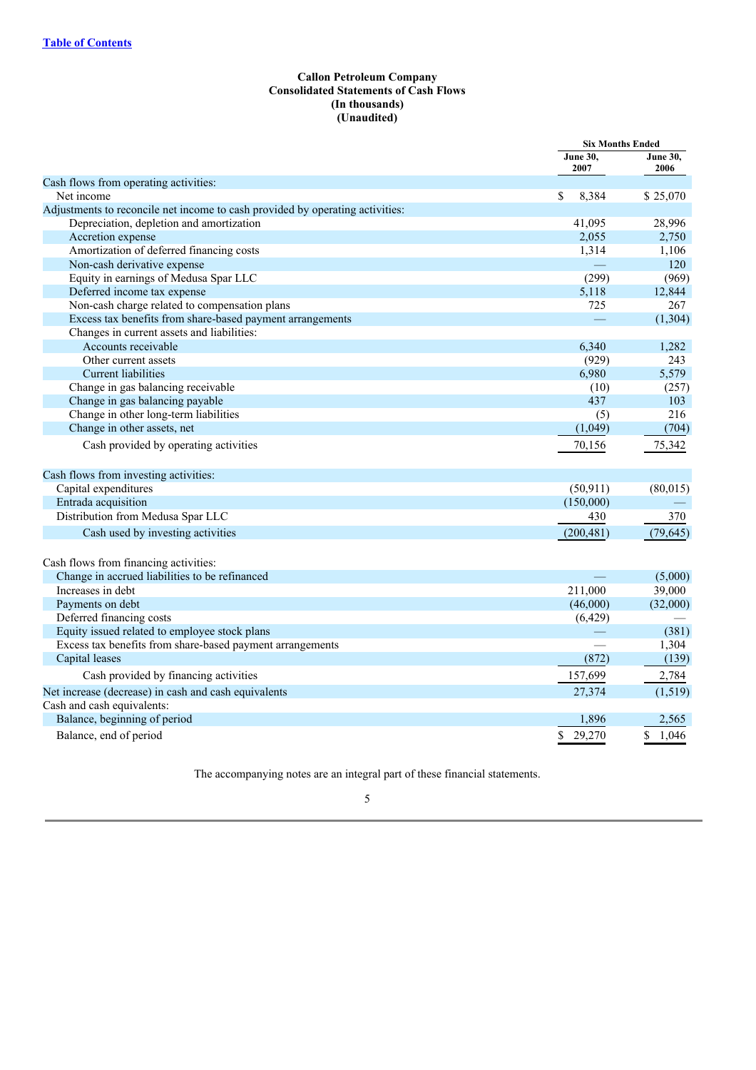[Table of Contents](#)

**Callon Petroleum Company**
**Consolidated Statements of Cash Flows**
**(In thousands)**
**(Unaudited)**

| | Six Months Ended | |
|---|---|---|
| | June 30, 2007 | June 30, 2006 |
| Cash flows from operating activities: | | |
| Net income | $ 8,384 | $ 25,070 |
| Adjustments to reconcile net income to cash provided by operating activities: | | |
| Depreciation, depletion and amortization | 41,095 | 28,996 |
| Accretion expense | 2,055 | 2,750 |
| Amortization of deferred financing costs | 1,314 | 1,106 |
| Non-cash derivative expense | — | 120 |
| Equity in earnings of Medusa Spar LLC | (299) | (969) |
| Deferred income tax expense | 5,118 | 12,844 |
| Non-cash charge related to compensation plans | 725 | 267 |
| Excess tax benefits from share-based payment arrangements | — | (1,304) |
| Changes in current assets and liabilities: | | |
| Accounts receivable | 6,340 | 1,282 |
| Other current assets | (929) | 243 |
| Current liabilities | 6,980 | 5,579 |
| Change in gas balancing receivable | (10) | (257) |
| Change in gas balancing payable | 437 | 103 |
| Change in other long-term liabilities | (5) | 216 |
| Change in other assets, net | (1,049) | (704) |
| Cash provided by operating activities | 70,156 | 75,342 |
| Cash flows from investing activities: | | |
| Capital expenditures | (50,911) | (80,015) |
| Entrada acquisition | (150,000) | — |
| Distribution from Medusa Spar LLC | 430 | 370 |
| Cash used by investing activities | (200,481) | (79,645) |
| Cash flows from financing activities: | | |
| Change in accrued liabilities to be refinanced | — | (5,000) |
| Increases in debt | 211,000 | 39,000 |
| Payments on debt | (46,000) | (32,000) |
| Deferred financing costs | (6,429) | — |
| Equity issued related to employee stock plans | — | (381) |
| Excess tax benefits from share-based payment arrangements | — | 1,304 |
| Capital leases | (872) | (139) |
| Cash provided by financing activities | 157,699 | 2,784 |
| Net increase (decrease) in cash and cash equivalents | 27,374 | (1,519) |
| Cash and cash equivalents: | | |
| Balance, beginning of period | 1,896 | 2,565 |
| Balance, end of period | $ 29,270 | $ 1,046 |

The accompanying notes are an integral part of these financial statements.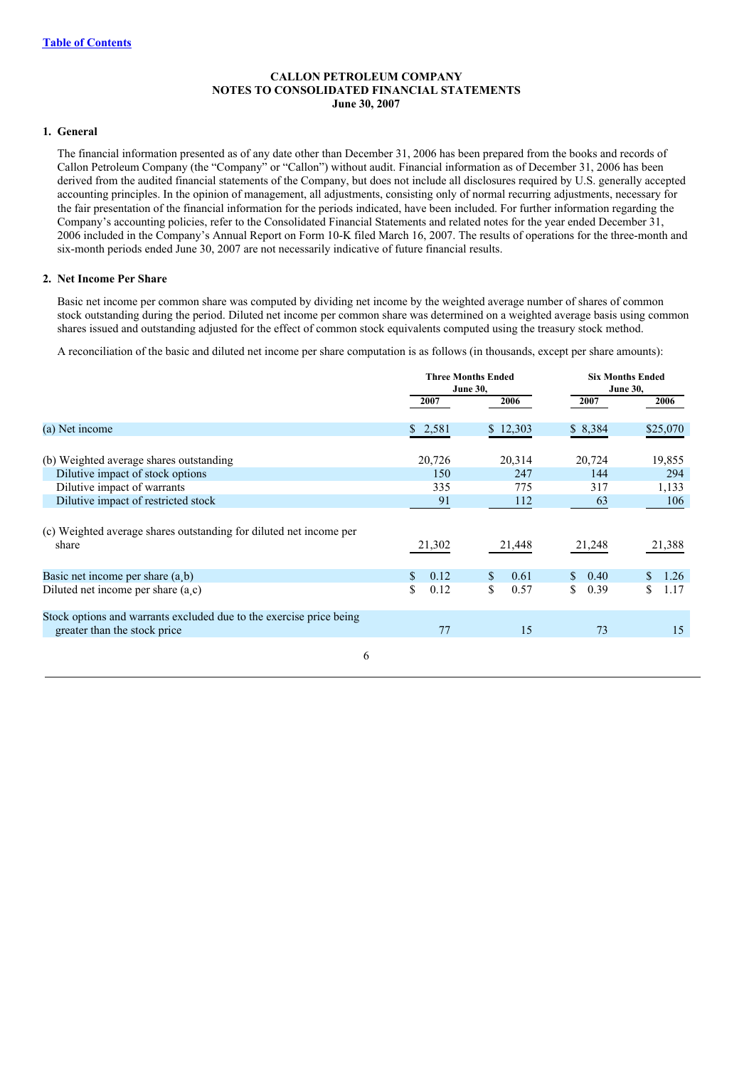[Table of Contents](#)

**CALLON PETROLEUM COMPANY**
**NOTES TO CONSOLIDATED FINANCIAL STATEMENTS**
**June 30, 2007**

## 1. General

The financial information presented as of any date other than December 31, 2006 has been prepared from the books and records of Callon Petroleum Company (the "Company" or "Callon") without audit. Financial information as of December 31, 2006 has been derived from the audited financial statements of the Company, but does not include all disclosures required by U.S. generally accepted accounting principles. In the opinion of management, all adjustments, consisting only of normal recurring adjustments, necessary for the fair presentation of the financial information for the periods indicated, have been included. For further information regarding the Company's accounting policies, refer to the Consolidated Financial Statements and related notes for the year ended December 31, 2006 included in the Company's Annual Report on Form 10-K filed March 16, 2007. The results of operations for the three-month and six-month periods ended June 30, 2007 are not necessarily indicative of future financial results.

## 2. Net Income Per Share

Basic net income per common share was computed by dividing net income by the weighted average number of shares of common stock outstanding during the period. Diluted net income per common share was determined on a weighted average basis using common shares issued and outstanding adjusted for the effect of common stock equivalents computed using the treasury stock method.

A reconciliation of the basic and diluted net income per share computation is as follows (in thousands, except per share amounts):

| | Three Months Ended June 30, | | Six Months Ended June 30, | |
|---|---|---|---|---|
| | 2007 | 2006 | 2007 | 2006 |
| (a) Net income | $ 2,581 | $ 12,303 | $ 8,384 | $25,070 |
| (b) Weighted average shares outstanding | 20,726 | 20,314 | 20,724 | 19,855 |
| Dilutive impact of stock options | 150 | 247 | 144 | 294 |
| Dilutive impact of warrants | 335 | 775 | 317 | 1,133 |
| Dilutive impact of restricted stock | 91 | 112 | 63 | 106 |
| (c) Weighted average shares outstanding for diluted net income per share | 21,302 | 21,448 | 21,248 | 21,388 |
| Basic net income per share (a,b) | $ 0.12 | $ 0.61 | $ 0.40 | $ 1.26 |
| Diluted net income per share (a,c) | $ 0.12 | $ 0.57 | $ 0.39 | $ 1.17 |
| Stock options and warrants excluded due to the exercise price being greater than the stock price | 77 | 15 | 73 | 15 |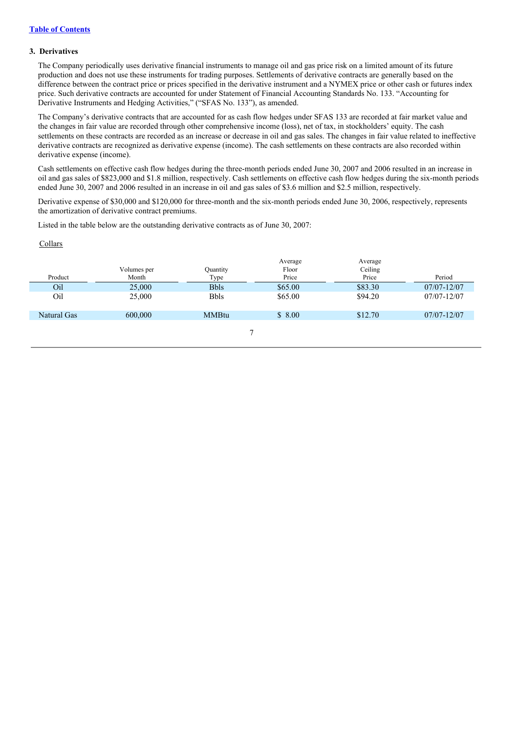### 3. Derivatives

The Company periodically uses derivative financial instruments to manage oil and gas price risk on a limited amount of its future production and does not use these instruments for trading purposes. Settlements of derivative contracts are generally based on the difference between the contract price or prices specified in the derivative instrument and a NYMEX price or other cash or futures index price. Such derivative contracts are accounted for under Statement of Financial Accounting Standards No. 133. "Accounting for Derivative Instruments and Hedging Activities," ("SFAS No. 133"), as amended.

The Company's derivative contracts that are accounted for as cash flow hedges under SFAS 133 are recorded at fair market value and the changes in fair value are recorded through other comprehensive income (loss), net of tax, in stockholders' equity. The cash settlements on these contracts are recorded as an increase or decrease in oil and gas sales. The changes in fair value related to ineffective derivative contracts are recognized as derivative expense (income). The cash settlements on these contracts are also recorded within derivative expense (income).

Cash settlements on effective cash flow hedges during the three-month periods ended June 30, 2007 and 2006 resulted in an increase in oil and gas sales of $823,000 and $1.8 million, respectively. Cash settlements on effective cash flow hedges during the six-month periods ended June 30, 2007 and 2006 resulted in an increase in oil and gas sales of $3.6 million and $2.5 million, respectively.

Derivative expense of $30,000 and $120,000 for three-month and the six-month periods ended June 30, 2006, respectively, represents the amortization of derivative contract premiums.

Listed in the table below are the outstanding derivative contracts as of June 30, 2007:

Collars

| Product | Volumes per Month | Quantity Type | Average Floor Price | Average Ceiling Price | Period |
|---|---|---|---|---|---|
| Oil | 25,000 | Bbls | $65.00 | $83.30 | 07/07-12/07 |
| Oil | 25,000 | Bbls | $65.00 | $94.20 | 07/07-12/07 |
| Natural Gas | 600,000 | MMBtu | $ 8.00 | $12.70 | 07/07-12/07 |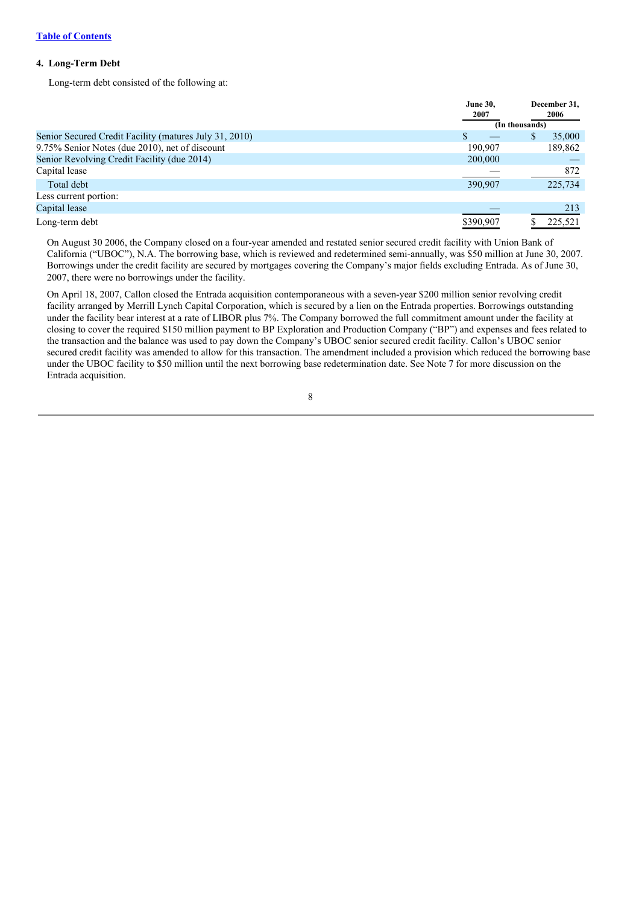[Table of Contents](#)

#### 4. Long-Term Debt

Long-term debt consisted of the following at:

| | June 30, 2007 | December 31, 2006 |
|---|---|---|
| | (In thousands) | |
| Senior Secured Credit Facility (matures July 31, 2010) | $ — | $ 35,000 |
| 9.75% Senior Notes (due 2010), net of discount | 190,907 | 189,862 |
| Senior Revolving Credit Facility (due 2014) | 200,000 | — |
| Capital lease | — | 872 |
| Total debt | 390,907 | 225,734 |
| Less current portion: | | |
| Capital lease | — | 213 |
| Long-term debt | $390,907 | $ 225,521 |

On August 30 2006, the Company closed on a four-year amended and restated senior secured credit facility with Union Bank of California ("UBOC"), N.A. The borrowing base, which is reviewed and redetermined semi-annually, was $50 million at June 30, 2007. Borrowings under the credit facility are secured by mortgages covering the Company's major fields excluding Entrada. As of June 30, 2007, there were no borrowings under the facility.

On April 18, 2007, Callon closed the Entrada acquisition contemporaneous with a seven-year $200 million senior revolving credit facility arranged by Merrill Lynch Capital Corporation, which is secured by a lien on the Entrada properties. Borrowings outstanding under the facility bear interest at a rate of LIBOR plus 7%. The Company borrowed the full commitment amount under the facility at closing to cover the required $150 million payment to BP Exploration and Production Company ("BP") and expenses and fees related to the transaction and the balance was used to pay down the Company's UBOC senior secured credit facility. Callon's UBOC senior secured credit facility was amended to allow for this transaction. The amendment included a provision which reduced the borrowing base under the UBOC facility to $50 million until the next borrowing base redetermination date. See Note 7 for more discussion on the Entrada acquisition.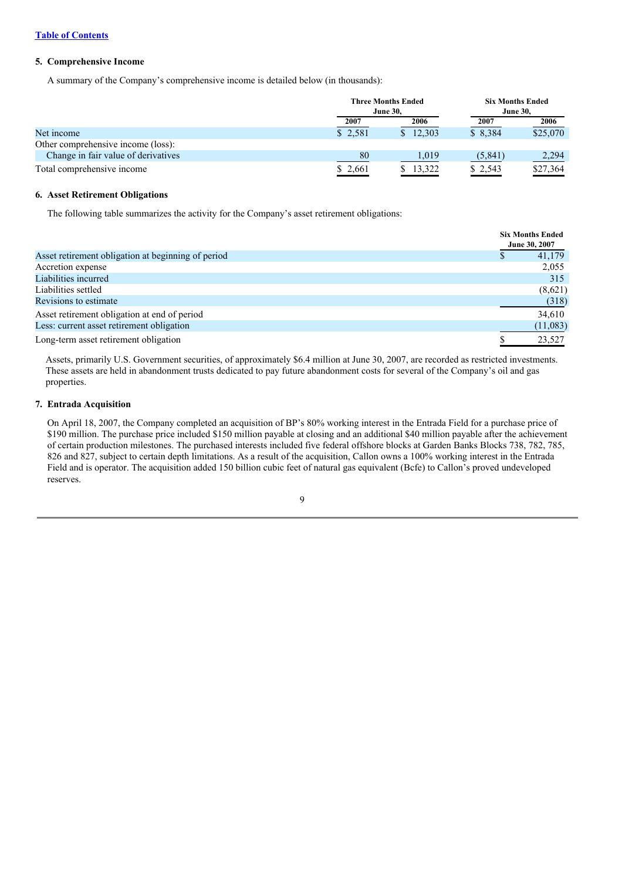[Table of Contents]

### 5. Comprehensive Income

A summary of the Company's comprehensive income is detailed below (in thousands):

| | Three Months Ended June 30, | | Six Months Ended June 30, | |
|---|---|---|---|---|
| | 2007 | 2006 | 2007 | 2006 |
| Net income | $ 2,581 | $ 12,303 | $ 8,384 | $25,070 |
| Other comprehensive income (loss): | | | | |
| Change in fair value of derivatives | 80 | 1,019 | (5,841) | 2,294 |
| Total comprehensive income | $ 2,661 | $ 13,322 | $ 2,543 | $27,364 |

### 6. Asset Retirement Obligations

The following table summarizes the activity for the Company's asset retirement obligations:

| | Six Months Ended June 30, 2007 |
|---|---|
| Asset retirement obligation at beginning of period | $ 41,179 |
| Accretion expense | 2,055 |
| Liabilities incurred | 315 |
| Liabilities settled | (8,621) |
| Revisions to estimate | (318) |
| Asset retirement obligation at end of period | 34,610 |
| Less: current asset retirement obligation | (11,083) |
| Long-term asset retirement obligation | $ 23,527 |

Assets, primarily U.S. Government securities, of approximately $6.4 million at June 30, 2007, are recorded as restricted investments. These assets are held in abandonment trusts dedicated to pay future abandonment costs for several of the Company's oil and gas properties.

### 7. Entrada Acquisition

On April 18, 2007, the Company completed an acquisition of BP's 80% working interest in the Entrada Field for a purchase price of $190 million. The purchase price included $150 million payable at closing and an additional $40 million payable after the achievement of certain production milestones. The purchased interests included five federal offshore blocks at Garden Banks Blocks 738, 782, 785, 826 and 827, subject to certain depth limitations. As a result of the acquisition, Callon owns a 100% working interest in the Entrada Field and is operator. The acquisition added 150 billion cubic feet of natural gas equivalent (Bcfe) to Callon's proved undeveloped reserves.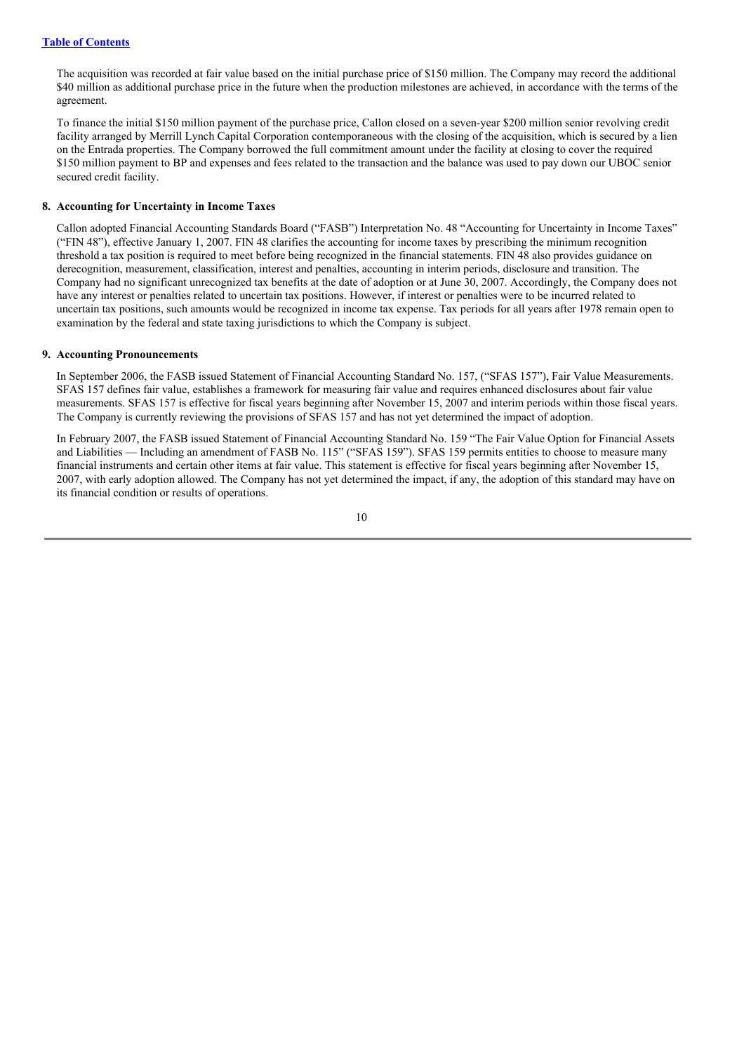The acquisition was recorded at fair value based on the initial purchase price of $150 million. The Company may record the additional $40 million as additional purchase price in the future when the production milestones are achieved, in accordance with the terms of the agreement.

To finance the initial $150 million payment of the purchase price, Callon closed on a seven-year $200 million senior revolving credit facility arranged by Merrill Lynch Capital Corporation contemporaneous with the closing of the acquisition, which is secured by a lien on the Entrada properties. The Company borrowed the full commitment amount under the facility at closing to cover the required $150 million payment to BP and expenses and fees related to the transaction and the balance was used to pay down our UBOC senior secured credit facility.

**8. Accounting for Uncertainty in Income Taxes**

Callon adopted Financial Accounting Standards Board ("FASB") Interpretation No. 48 "Accounting for Uncertainty in Income Taxes" ("FIN 48"), effective January 1, 2007. FIN 48 clarifies the accounting for income taxes by prescribing the minimum recognition threshold a tax position is required to meet before being recognized in the financial statements. FIN 48 also provides guidance on derecognition, measurement, classification, interest and penalties, accounting in interim periods, disclosure and transition. The Company had no significant unrecognized tax benefits at the date of adoption or at June 30, 2007. Accordingly, the Company does not have any interest or penalties related to uncertain tax positions. However, if interest or penalties were to be incurred related to uncertain tax positions, such amounts would be recognized in income tax expense. Tax periods for all years after 1978 remain open to examination by the federal and state taxing jurisdictions to which the Company is subject.

**9. Accounting Pronouncements**

In September 2006, the FASB issued Statement of Financial Accounting Standard No. 157, ("SFAS 157"), Fair Value Measurements. SFAS 157 defines fair value, establishes a framework for measuring fair value and requires enhanced disclosures about fair value measurements. SFAS 157 is effective for fiscal years beginning after November 15, 2007 and interim periods within those fiscal years. The Company is currently reviewing the provisions of SFAS 157 and has not yet determined the impact of adoption.

In February 2007, the FASB issued Statement of Financial Accounting Standard No. 159 "The Fair Value Option for Financial Assets and Liabilities — Including an amendment of FASB No. 115" ("SFAS 159"). SFAS 159 permits entities to choose to measure many financial instruments and certain other items at fair value. This statement is effective for fiscal years beginning after November 15, 2007, with early adoption allowed. The Company has not yet determined the impact, if any, the adoption of this standard may have on its financial condition or results of operations.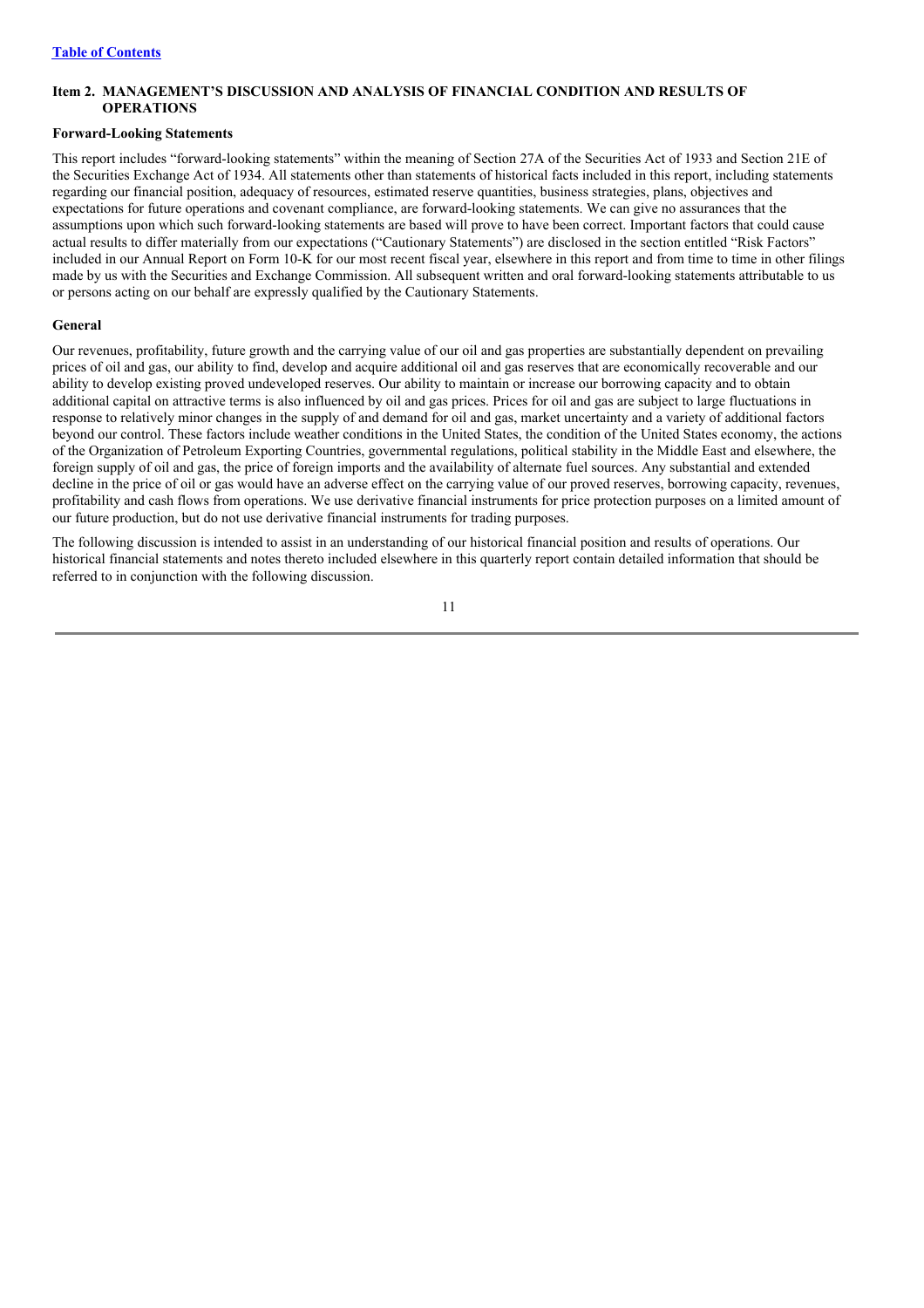## Item 2. MANAGEMENT'S DISCUSSION AND ANALYSIS OF FINANCIAL CONDITION AND RESULTS OF OPERATIONS

### Forward-Looking Statements

This report includes "forward-looking statements" within the meaning of Section 27A of the Securities Act of 1933 and Section 21E of the Securities Exchange Act of 1934. All statements other than statements of historical facts included in this report, including statements regarding our financial position, adequacy of resources, estimated reserve quantities, business strategies, plans, objectives and expectations for future operations and covenant compliance, are forward-looking statements. We can give no assurances that the assumptions upon which such forward-looking statements are based will prove to have been correct. Important factors that could cause actual results to differ materially from our expectations ("Cautionary Statements") are disclosed in the section entitled "Risk Factors" included in our Annual Report on Form 10-K for our most recent fiscal year, elsewhere in this report and from time to time in other filings made by us with the Securities and Exchange Commission. All subsequent written and oral forward-looking statements attributable to us or persons acting on our behalf are expressly qualified by the Cautionary Statements.

### General

Our revenues, profitability, future growth and the carrying value of our oil and gas properties are substantially dependent on prevailing prices of oil and gas, our ability to find, develop and acquire additional oil and gas reserves that are economically recoverable and our ability to develop existing proved undeveloped reserves. Our ability to maintain or increase our borrowing capacity and to obtain additional capital on attractive terms is also influenced by oil and gas prices. Prices for oil and gas are subject to large fluctuations in response to relatively minor changes in the supply of and demand for oil and gas, market uncertainty and a variety of additional factors beyond our control. These factors include weather conditions in the United States, the condition of the United States economy, the actions of the Organization of Petroleum Exporting Countries, governmental regulations, political stability in the Middle East and elsewhere, the foreign supply of oil and gas, the price of foreign imports and the availability of alternate fuel sources. Any substantial and extended decline in the price of oil or gas would have an adverse effect on the carrying value of our proved reserves, borrowing capacity, revenues, profitability and cash flows from operations. We use derivative financial instruments for price protection purposes on a limited amount of our future production, but do not use derivative financial instruments for trading purposes.

The following discussion is intended to assist in an understanding of our historical financial position and results of operations. Our historical financial statements and notes thereto included elsewhere in this quarterly report contain detailed information that should be referred to in conjunction with the following discussion.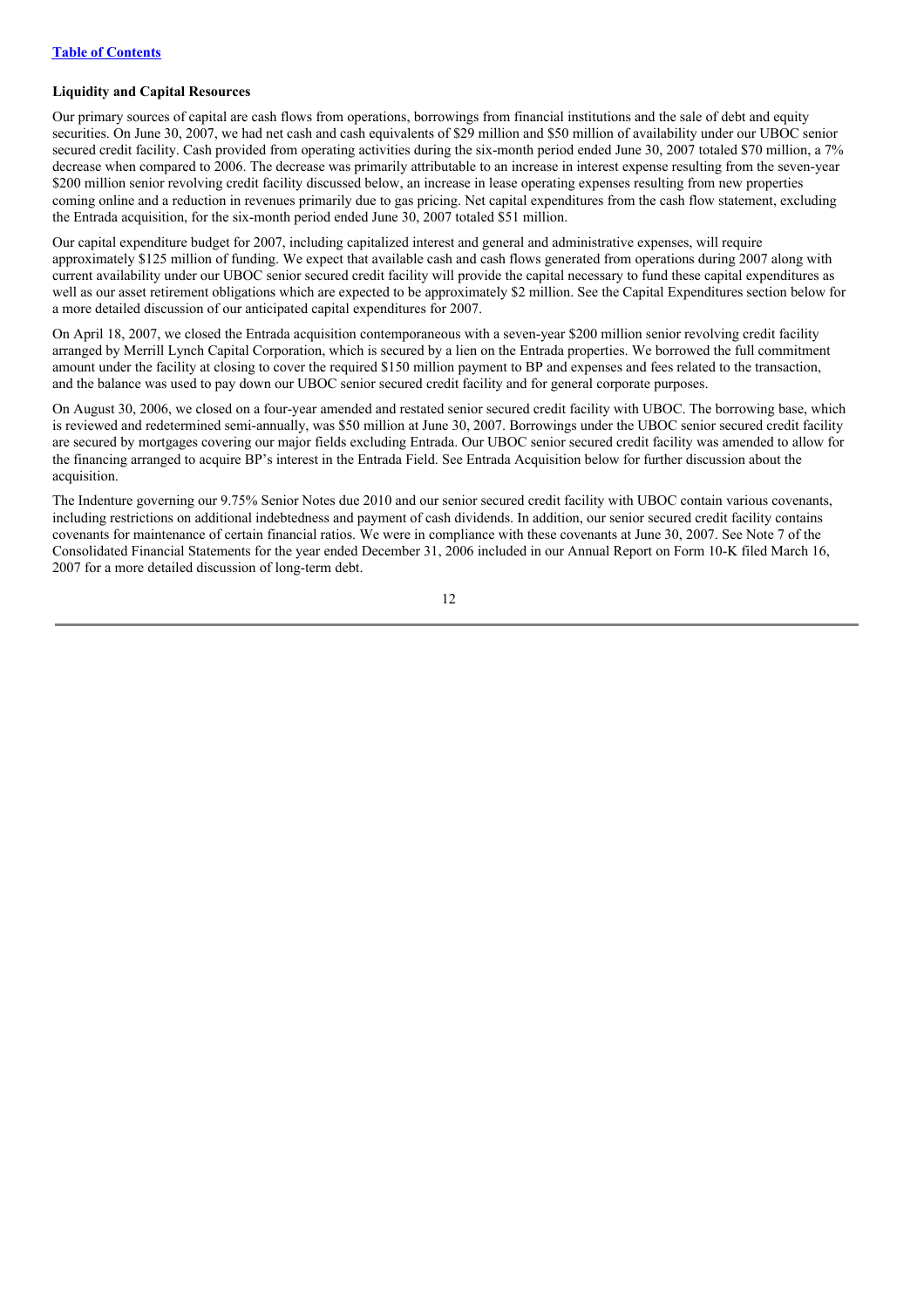### Liquidity and Capital Resources

Our primary sources of capital are cash flows from operations, borrowings from financial institutions and the sale of debt and equity securities. On June 30, 2007, we had net cash and cash equivalents of $29 million and $50 million of availability under our UBOC senior secured credit facility. Cash provided from operating activities during the six-month period ended June 30, 2007 totaled $70 million, a 7% decrease when compared to 2006. The decrease was primarily attributable to an increase in interest expense resulting from the seven-year $200 million senior revolving credit facility discussed below, an increase in lease operating expenses resulting from new properties coming online and a reduction in revenues primarily due to gas pricing. Net capital expenditures from the cash flow statement, excluding the Entrada acquisition, for the six-month period ended June 30, 2007 totaled $51 million.

Our capital expenditure budget for 2007, including capitalized interest and general and administrative expenses, will require approximately $125 million of funding. We expect that available cash and cash flows generated from operations during 2007 along with current availability under our UBOC senior secured credit facility will provide the capital necessary to fund these capital expenditures as well as our asset retirement obligations which are expected to be approximately $2 million. See the Capital Expenditures section below for a more detailed discussion of our anticipated capital expenditures for 2007.

On April 18, 2007, we closed the Entrada acquisition contemporaneous with a seven-year $200 million senior revolving credit facility arranged by Merrill Lynch Capital Corporation, which is secured by a lien on the Entrada properties. We borrowed the full commitment amount under the facility at closing to cover the required $150 million payment to BP and expenses and fees related to the transaction, and the balance was used to pay down our UBOC senior secured credit facility and for general corporate purposes.

On August 30, 2006, we closed on a four-year amended and restated senior secured credit facility with UBOC. The borrowing base, which is reviewed and redetermined semi-annually, was $50 million at June 30, 2007. Borrowings under the UBOC senior secured credit facility are secured by mortgages covering our major fields excluding Entrada. Our UBOC senior secured credit facility was amended to allow for the financing arranged to acquire BP's interest in the Entrada Field. See Entrada Acquisition below for further discussion about the acquisition.

The Indenture governing our 9.75% Senior Notes due 2010 and our senior secured credit facility with UBOC contain various covenants, including restrictions on additional indebtedness and payment of cash dividends. In addition, our senior secured credit facility contains covenants for maintenance of certain financial ratios. We were in compliance with these covenants at June 30, 2007. See Note 7 of the Consolidated Financial Statements for the year ended December 31, 2006 included in our Annual Report on Form 10-K filed March 16, 2007 for a more detailed discussion of long-term debt.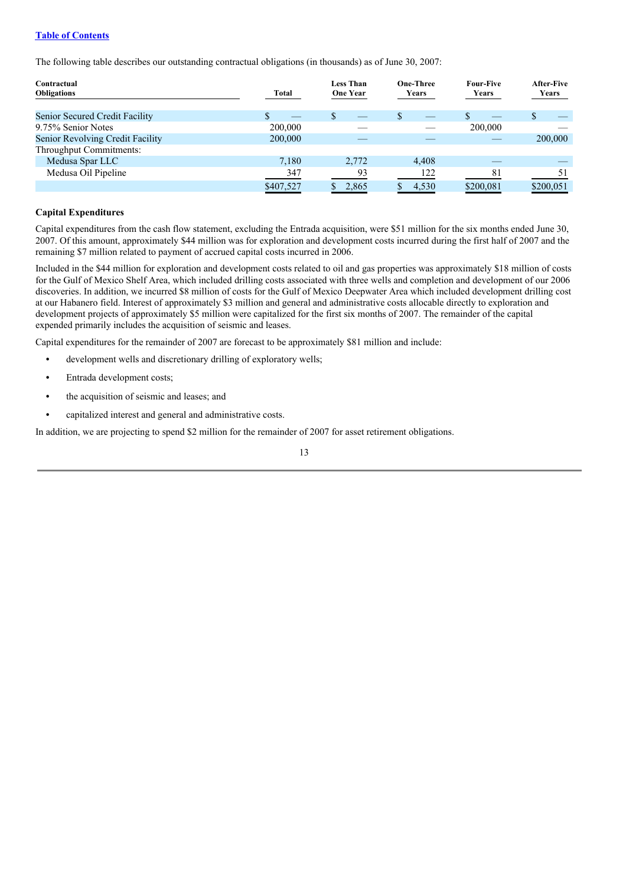[Table of Contents](#)

The following table describes our outstanding contractual obligations (in thousands) as of June 30, 2007:

| Contractual Obligations | Total | Less Than One Year | One-Three Years | Four-Five Years | After-Five Years |
|---|---|---|---|---|---|
| Senior Secured Credit Facility | $ — | $ — | $ — | $ — | $ — |
| 9.75% Senior Notes | 200,000 | — | — | 200,000 | — |
| Senior Revolving Credit Facility | 200,000 | — | — | — | 200,000 |
| Throughput Commitments: | | | | | |
| Medusa Spar LLC | 7,180 | 2,772 | 4,408 | — | — |
| Medusa Oil Pipeline | 347 | 93 | 122 | 81 | 51 |
| | $407,527 | $ 2,865 | $ 4,530 | $200,081 | $200,051 |

### Capital Expenditures

Capital expenditures from the cash flow statement, excluding the Entrada acquisition, were $51 million for the six months ended June 30, 2007. Of this amount, approximately $44 million was for exploration and development costs incurred during the first half of 2007 and the remaining $7 million related to payment of accrued capital costs incurred in 2006.

Included in the $44 million for exploration and development costs related to oil and gas properties was approximately $18 million of costs for the Gulf of Mexico Shelf Area, which included drilling costs associated with three wells and completion and development of our 2006 discoveries. In addition, we incurred $8 million of costs for the Gulf of Mexico Deepwater Area which included development drilling cost at our Habanero field. Interest of approximately $3 million and general and administrative costs allocable directly to exploration and development projects of approximately $5 million were capitalized for the first six months of 2007. The remainder of the capital expended primarily includes the acquisition of seismic and leases.

Capital expenditures for the remainder of 2007 are forecast to be approximately $81 million and include:

- development wells and discretionary drilling of exploratory wells;
- Entrada development costs;
- the acquisition of seismic and leases; and
- capitalized interest and general and administrative costs.

In addition, we are projecting to spend $2 million for the remainder of 2007 for asset retirement obligations.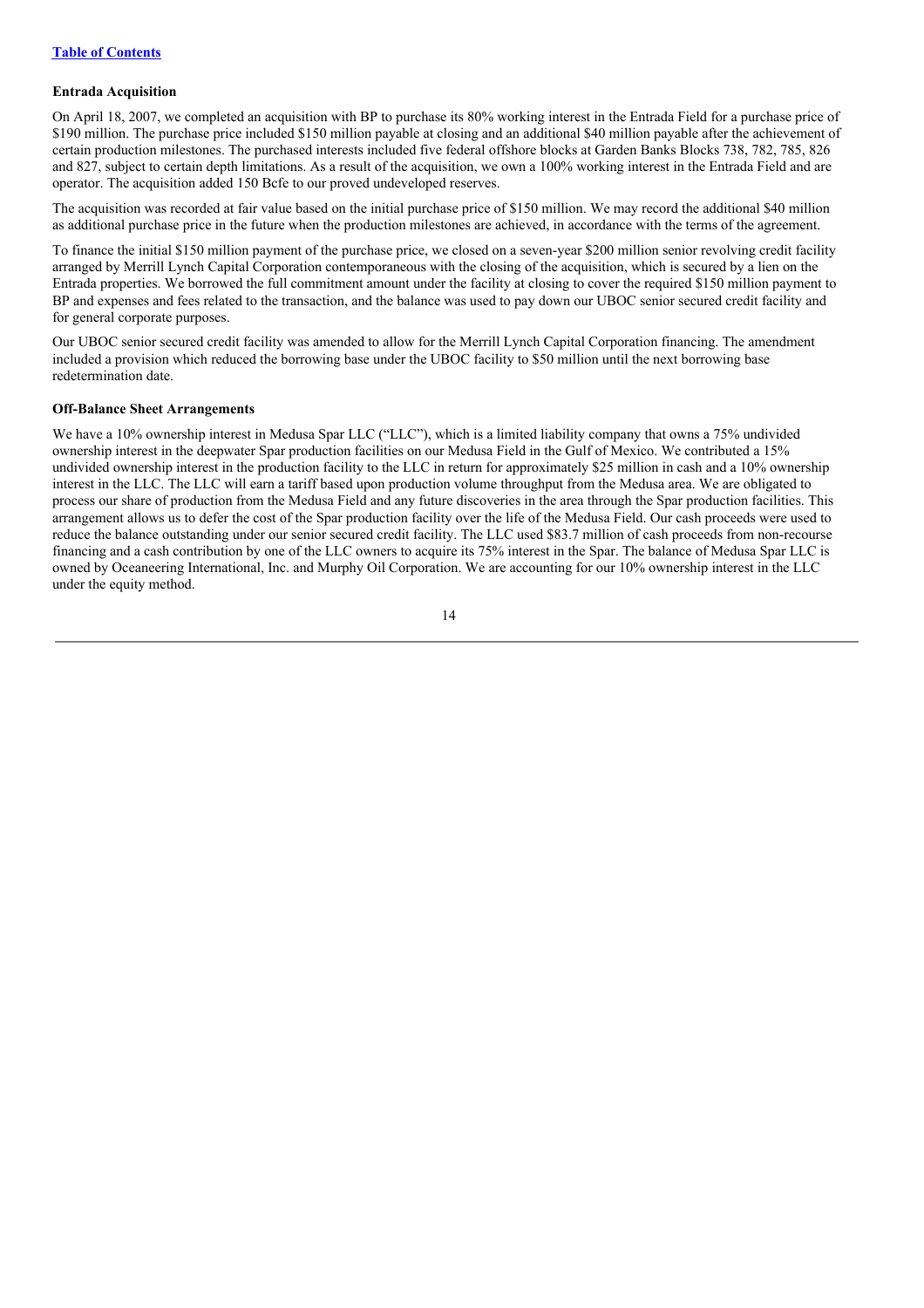[Table of Contents](#)

**Entrada Acquisition**

On April 18, 2007, we completed an acquisition with BP to purchase its 80% working interest in the Entrada Field for a purchase price of $190 million. The purchase price included $150 million payable at closing and an additional $40 million payable after the achievement of certain production milestones. The purchased interests included five federal offshore blocks at Garden Banks Blocks 738, 782, 785, 826 and 827, subject to certain depth limitations. As a result of the acquisition, we own a 100% working interest in the Entrada Field and are operator. The acquisition added 150 Bcfe to our proved undeveloped reserves.

The acquisition was recorded at fair value based on the initial purchase price of $150 million. We may record the additional $40 million as additional purchase price in the future when the production milestones are achieved, in accordance with the terms of the agreement.

To finance the initial $150 million payment of the purchase price, we closed on a seven-year $200 million senior revolving credit facility arranged by Merrill Lynch Capital Corporation contemporaneous with the closing of the acquisition, which is secured by a lien on the Entrada properties. We borrowed the full commitment amount under the facility at closing to cover the required $150 million payment to BP and expenses and fees related to the transaction, and the balance was used to pay down our UBOC senior secured credit facility and for general corporate purposes.

Our UBOC senior secured credit facility was amended to allow for the Merrill Lynch Capital Corporation financing. The amendment included a provision which reduced the borrowing base under the UBOC facility to $50 million until the next borrowing base redetermination date.

**Off-Balance Sheet Arrangements**

We have a 10% ownership interest in Medusa Spar LLC ("LLC"), which is a limited liability company that owns a 75% undivided ownership interest in the deepwater Spar production facilities on our Medusa Field in the Gulf of Mexico. We contributed a 15% undivided ownership interest in the production facility to the LLC in return for approximately $25 million in cash and a 10% ownership interest in the LLC. The LLC will earn a tariff based upon production volume throughput from the Medusa area. We are obligated to process our share of production from the Medusa Field and any future discoveries in the area through the Spar production facilities. This arrangement allows us to defer the cost of the Spar production facility over the life of the Medusa Field. Our cash proceeds were used to reduce the balance outstanding under our senior secured credit facility. The LLC used $83.7 million of cash proceeds from non-recourse financing and a cash contribution by one of the LLC owners to acquire its 75% interest in the Spar. The balance of Medusa Spar LLC is owned by Oceaneering International, Inc. and Murphy Oil Corporation. We are accounting for our 10% ownership interest in the LLC under the equity method.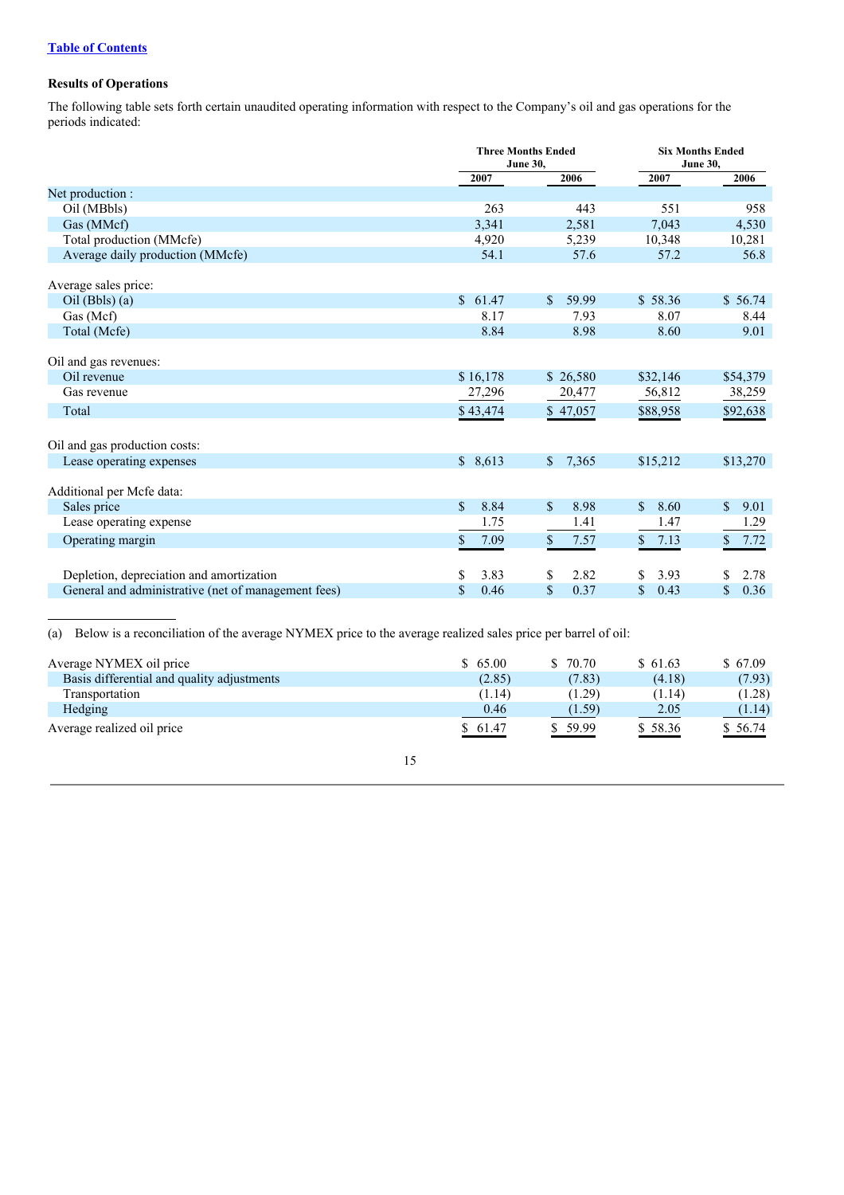Table of Contents

## Results of Operations

The following table sets forth certain unaudited operating information with respect to the Company's oil and gas operations for the periods indicated:

| | Three Months Ended June 30, | | Six Months Ended June 30, | |
|---|---|---|---|---|
| | 2007 | 2006 | 2007 | 2006 |
| Net production : | | | | |
| Oil (MBbls) | 263 | 443 | 551 | 958 |
| Gas (MMcf) | 3,341 | 2,581 | 7,043 | 4,530 |
| Total production (MMcfe) | 4,920 | 5,239 | 10,348 | 10,281 |
| Average daily production (MMcfe) | 54.1 | 57.6 | 57.2 | 56.8 |
| Average sales price: | | | | |
| Oil (Bbls) (a) | $ 61.47 | $ 59.99 | $ 58.36 | $ 56.74 |
| Gas (Mcf) | 8.17 | 7.93 | 8.07 | 8.44 |
| Total (Mcfe) | 8.84 | 8.98 | 8.60 | 9.01 |
| Oil and gas revenues: | | | | |
| Oil revenue | $ 16,178 | $ 26,580 | $32,146 | $54,379 |
| Gas revenue | 27,296 | 20,477 | 56,812 | 38,259 |
| Total | $ 43,474 | $ 47,057 | $88,958 | $92,638 |
| Oil and gas production costs: | | | | |
| Lease operating expenses | $ 8,613 | $ 7,365 | $15,212 | $13,270 |
| Additional per Mcfe data: | | | | |
| Sales price | $ 8.84 | $ 8.98 | $ 8.60 | $ 9.01 |
| Lease operating expense | 1.75 | 1.41 | 1.47 | 1.29 |
| Operating margin | $ 7.09 | $ 7.57 | $ 7.13 | $ 7.72 |
| Depletion, depreciation and amortization | $ 3.83 | $ 2.82 | $ 3.93 | $ 2.78 |
| General and administrative (net of management fees) | $ 0.46 | $ 0.37 | $ 0.43 | $ 0.36 |

(a) Below is a reconciliation of the average NYMEX price to the average realized sales price per barrel of oil:

| | | | | |
|---|---|---|---|---|
| Average NYMEX oil price | $ 65.00 | $ 70.70 | $ 61.63 | $ 67.09 |
| Basis differential and quality adjustments | (2.85) | (7.83) | (4.18) | (7.93) |
| Transportation | (1.14) | (1.29) | (1.14) | (1.28) |
| Hedging | 0.46 | (1.59) | 2.05 | (1.14) |
| Average realized oil price | $ 61.47 | $ 59.99 | $ 58.36 | $ 56.74 |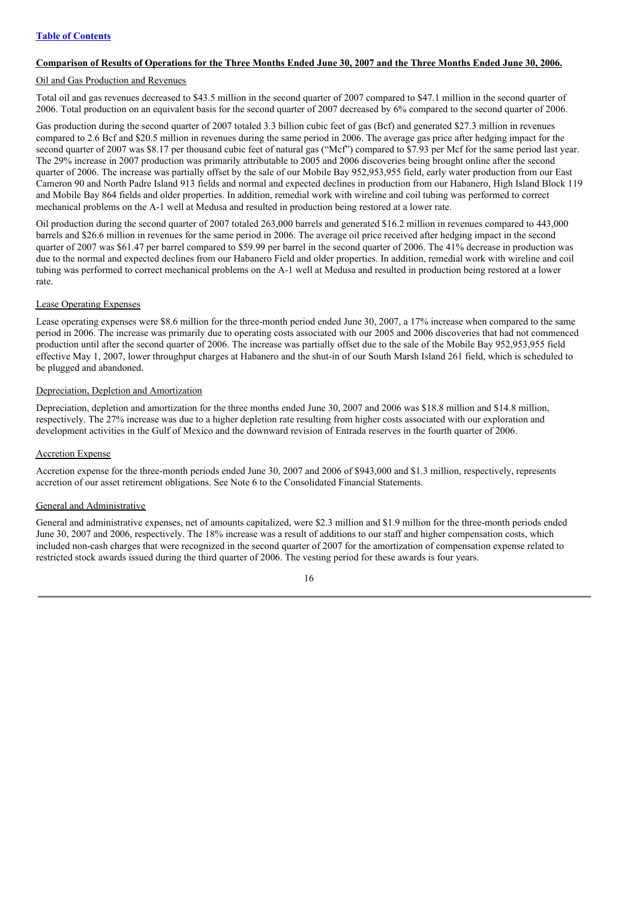[Table of Contents](#)

**Comparison of Results of Operations for the Three Months Ended June 30, 2007 and the Three Months Ended June 30, 2006.**

Oil and Gas Production and Revenues

Total oil and gas revenues decreased to $43.5 million in the second quarter of 2007 compared to $47.1 million in the second quarter of 2006. Total production on an equivalent basis for the second quarter of 2007 decreased by 6% compared to the second quarter of 2006.

Gas production during the second quarter of 2007 totaled 3.3 billion cubic feet of gas (Bcf) and generated $27.3 million in revenues compared to 2.6 Bcf and $20.5 million in revenues during the same period in 2006. The average gas price after hedging impact for the second quarter of 2007 was $8.17 per thousand cubic feet of natural gas ("Mcf") compared to $7.93 per Mcf for the same period last year. The 29% increase in 2007 production was primarily attributable to 2005 and 2006 discoveries being brought online after the second quarter of 2006. The increase was partially offset by the sale of our Mobile Bay 952,953,955 field, early water production from our East Cameron 90 and North Padre Island 913 fields and normal and expected declines in production from our Habanero, High Island Block 119 and Mobile Bay 864 fields and older properties. In addition, remedial work with wireline and coil tubing was performed to correct mechanical problems on the A-1 well at Medusa and resulted in production being restored at a lower rate.

Oil production during the second quarter of 2007 totaled 263,000 barrels and generated $16.2 million in revenues compared to 443,000 barrels and $26.6 million in revenues for the same period in 2006. The average oil price received after hedging impact in the second quarter of 2007 was $61.47 per barrel compared to $59.99 per barrel in the second quarter of 2006. The 41% decrease in production was due to the normal and expected declines from our Habanero Field and older properties. In addition, remedial work with wireline and coil tubing was performed to correct mechanical problems on the A-1 well at Medusa and resulted in production being restored at a lower rate.

Lease Operating Expenses

Lease operating expenses were $8.6 million for the three-month period ended June 30, 2007, a 17% increase when compared to the same period in 2006. The increase was primarily due to operating costs associated with our 2005 and 2006 discoveries that had not commenced production until after the second quarter of 2006. The increase was partially offset due to the sale of the Mobile Bay 952,953,955 field effective May 1, 2007, lower throughput charges at Habanero and the shut-in of our South Marsh Island 261 field, which is scheduled to be plugged and abandoned.

Depreciation, Depletion and Amortization

Depreciation, depletion and amortization for the three months ended June 30, 2007 and 2006 was $18.8 million and $14.8 million, respectively. The 27% increase was due to a higher depletion rate resulting from higher costs associated with our exploration and development activities in the Gulf of Mexico and the downward revision of Entrada reserves in the fourth quarter of 2006.

Accretion Expense

Accretion expense for the three-month periods ended June 30, 2007 and 2006 of $943,000 and $1.3 million, respectively, represents accretion of our asset retirement obligations. See Note 6 to the Consolidated Financial Statements.

General and Administrative

General and administrative expenses, net of amounts capitalized, were $2.3 million and $1.9 million for the three-month periods ended June 30, 2007 and 2006, respectively. The 18% increase was a result of additions to our staff and higher compensation costs, which included non-cash charges that were recognized in the second quarter of 2007 for the amortization of compensation expense related to restricted stock awards issued during the third quarter of 2006. The vesting period for these awards is four years.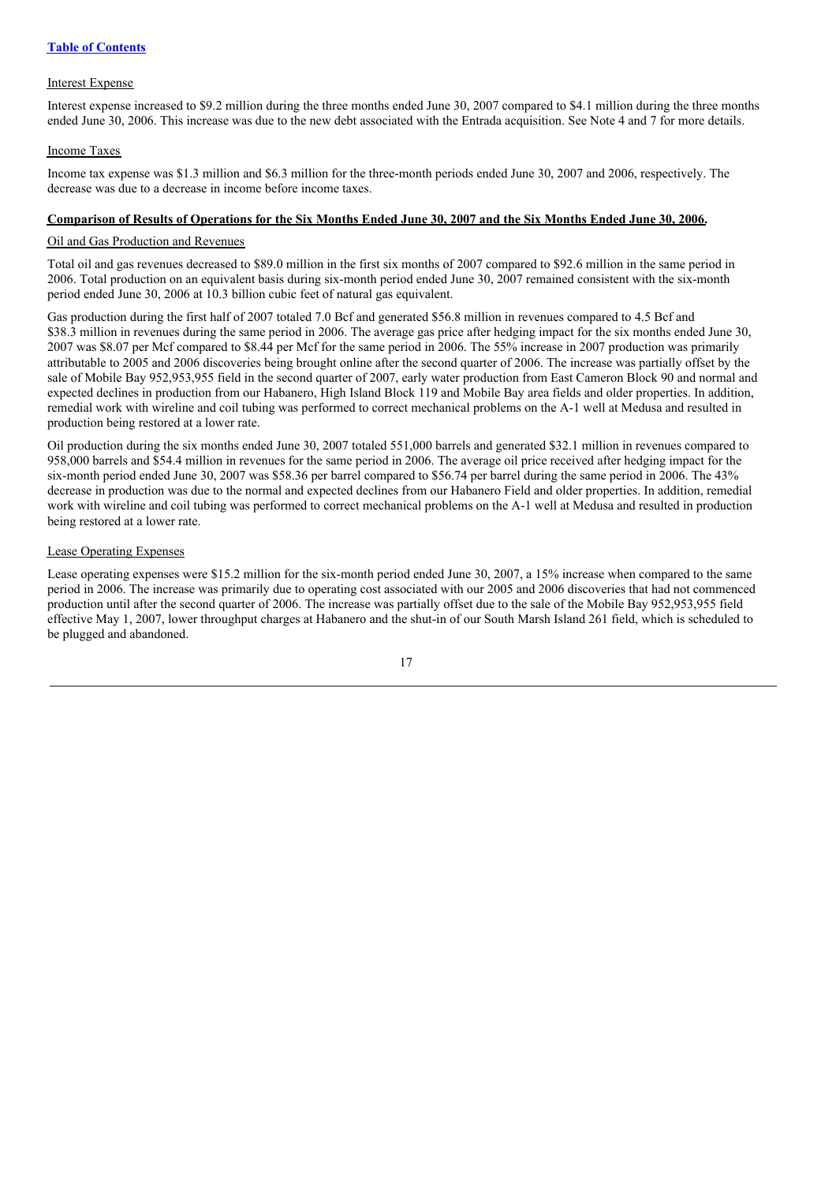[Table of Contents](#)

Interest Expense

Interest expense increased to $9.2 million during the three months ended June 30, 2007 compared to $4.1 million during the three months ended June 30, 2006. This increase was due to the new debt associated with the Entrada acquisition. See Note 4 and 7 for more details.

Income Taxes

Income tax expense was $1.3 million and $6.3 million for the three-month periods ended June 30, 2007 and 2006, respectively. The decrease was due to a decrease in income before income taxes.

**Comparison of Results of Operations for the Six Months Ended June 30, 2007 and the Six Months Ended June 30, 2006.**

Oil and Gas Production and Revenues

Total oil and gas revenues decreased to $89.0 million in the first six months of 2007 compared to $92.6 million in the same period in 2006. Total production on an equivalent basis during six-month period ended June 30, 2007 remained consistent with the six-month period ended June 30, 2006 at 10.3 billion cubic feet of natural gas equivalent.

Gas production during the first half of 2007 totaled 7.0 Bcf and generated $56.8 million in revenues compared to 4.5 Bcf and $38.3 million in revenues during the same period in 2006. The average gas price after hedging impact for the six months ended June 30, 2007 was $8.07 per Mcf compared to $8.44 per Mcf for the same period in 2006. The 55% increase in 2007 production was primarily attributable to 2005 and 2006 discoveries being brought online after the second quarter of 2006. The increase was partially offset by the sale of Mobile Bay 952,953,955 field in the second quarter of 2007, early water production from East Cameron Block 90 and normal and expected declines in production from our Habanero, High Island Block 119 and Mobile Bay area fields and older properties. In addition, remedial work with wireline and coil tubing was performed to correct mechanical problems on the A-1 well at Medusa and resulted in production being restored at a lower rate.

Oil production during the six months ended June 30, 2007 totaled 551,000 barrels and generated $32.1 million in revenues compared to 958,000 barrels and $54.4 million in revenues for the same period in 2006. The average oil price received after hedging impact for the six-month period ended June 30, 2007 was $58.36 per barrel compared to $56.74 per barrel during the same period in 2006. The 43% decrease in production was due to the normal and expected declines from our Habanero Field and older properties. In addition, remedial work with wireline and coil tubing was performed to correct mechanical problems on the A-1 well at Medusa and resulted in production being restored at a lower rate.

Lease Operating Expenses

Lease operating expenses were $15.2 million for the six-month period ended June 30, 2007, a 15% increase when compared to the same period in 2006. The increase was primarily due to operating cost associated with our 2005 and 2006 discoveries that had not commenced production until after the second quarter of 2006. The increase was partially offset due to the sale of the Mobile Bay 952,953,955 field effective May 1, 2007, lower throughput charges at Habanero and the shut-in of our South Marsh Island 261 field, which is scheduled to be plugged and abandoned.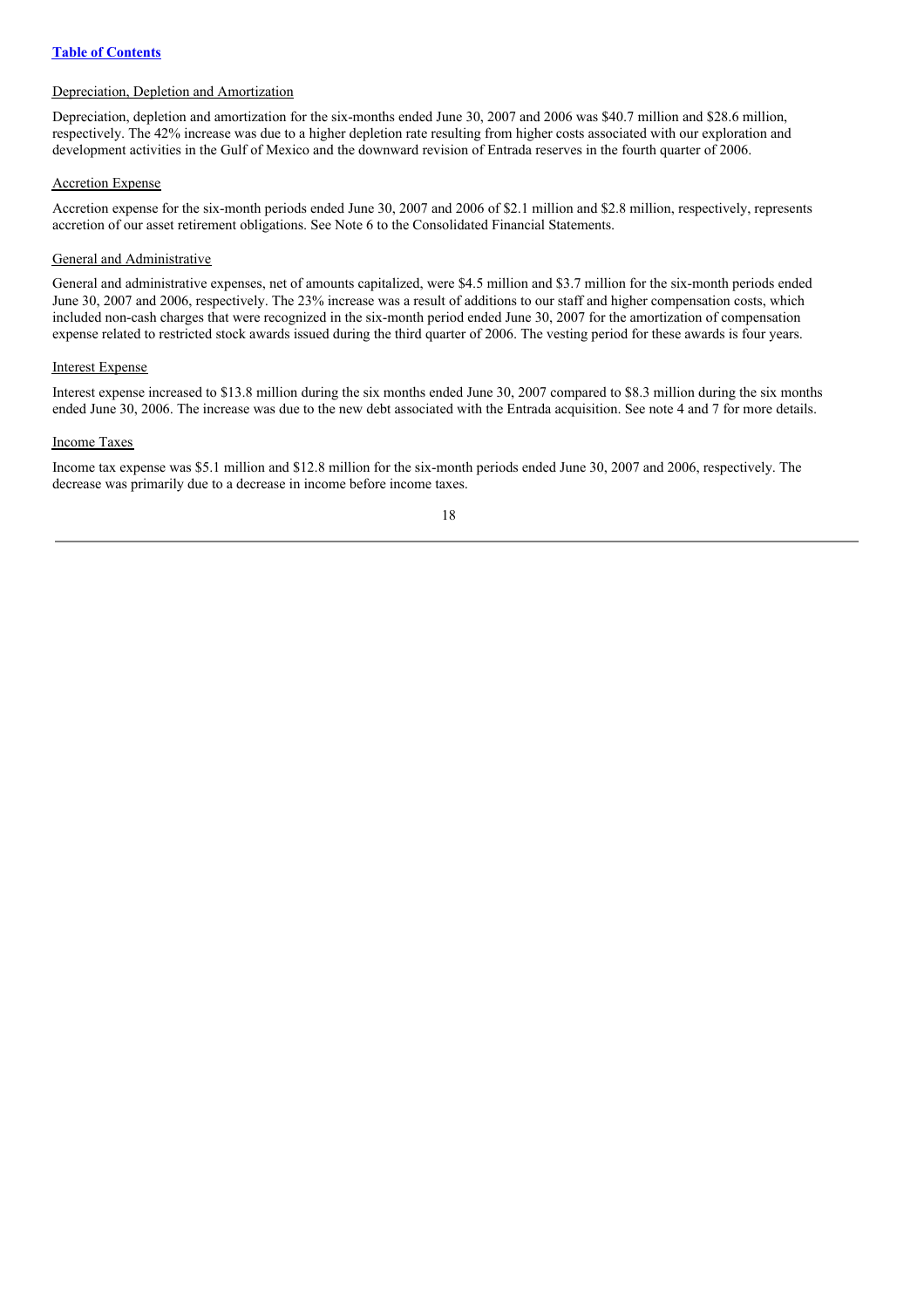Depreciation, Depletion and Amortization

Depreciation, depletion and amortization for the six-months ended June 30, 2007 and 2006 was $40.7 million and $28.6 million, respectively. The 42% increase was due to a higher depletion rate resulting from higher costs associated with our exploration and development activities in the Gulf of Mexico and the downward revision of Entrada reserves in the fourth quarter of 2006.

Accretion Expense

Accretion expense for the six-month periods ended June 30, 2007 and 2006 of $2.1 million and $2.8 million, respectively, represents accretion of our asset retirement obligations. See Note 6 to the Consolidated Financial Statements.

General and Administrative

General and administrative expenses, net of amounts capitalized, were $4.5 million and $3.7 million for the six-month periods ended June 30, 2007 and 2006, respectively. The 23% increase was a result of additions to our staff and higher compensation costs, which included non-cash charges that were recognized in the six-month period ended June 30, 2007 for the amortization of compensation expense related to restricted stock awards issued during the third quarter of 2006. The vesting period for these awards is four years.

Interest Expense

Interest expense increased to $13.8 million during the six months ended June 30, 2007 compared to $8.3 million during the six months ended June 30, 2006. The increase was due to the new debt associated with the Entrada acquisition. See note 4 and 7 for more details.

Income Taxes

Income tax expense was $5.1 million and $12.8 million for the six-month periods ended June 30, 2007 and 2006, respectively. The decrease was primarily due to a decrease in income before income taxes.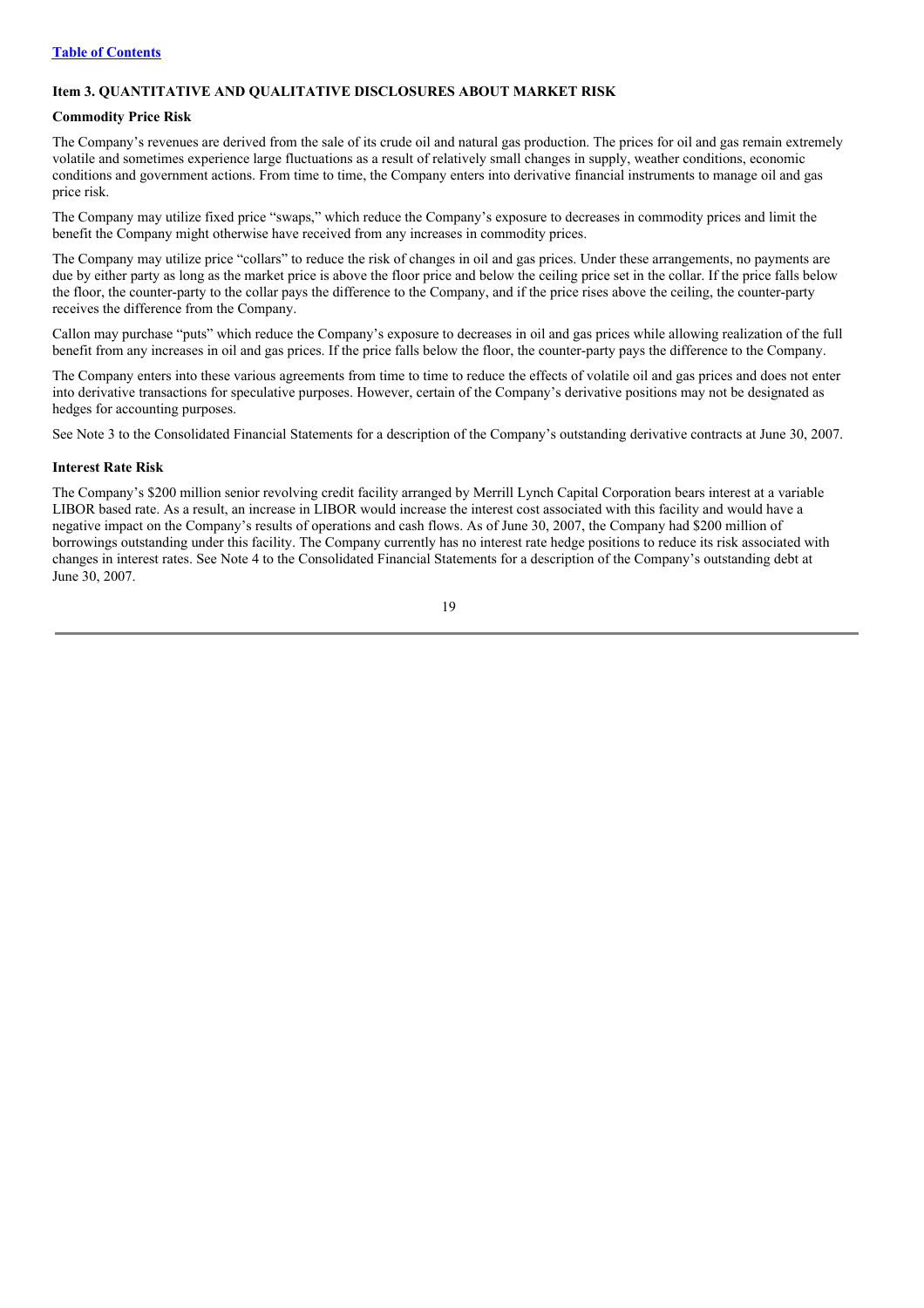## Item 3. QUANTITATIVE AND QUALITATIVE DISCLOSURES ABOUT MARKET RISK

### Commodity Price Risk

The Company's revenues are derived from the sale of its crude oil and natural gas production. The prices for oil and gas remain extremely volatile and sometimes experience large fluctuations as a result of relatively small changes in supply, weather conditions, economic conditions and government actions. From time to time, the Company enters into derivative financial instruments to manage oil and gas price risk.

The Company may utilize fixed price "swaps," which reduce the Company's exposure to decreases in commodity prices and limit the benefit the Company might otherwise have received from any increases in commodity prices.

The Company may utilize price "collars" to reduce the risk of changes in oil and gas prices. Under these arrangements, no payments are due by either party as long as the market price is above the floor price and below the ceiling price set in the collar. If the price falls below the floor, the counter-party to the collar pays the difference to the Company, and if the price rises above the ceiling, the counter-party receives the difference from the Company.

Callon may purchase "puts" which reduce the Company's exposure to decreases in oil and gas prices while allowing realization of the full benefit from any increases in oil and gas prices. If the price falls below the floor, the counter-party pays the difference to the Company.

The Company enters into these various agreements from time to time to reduce the effects of volatile oil and gas prices and does not enter into derivative transactions for speculative purposes. However, certain of the Company's derivative positions may not be designated as hedges for accounting purposes.

See Note 3 to the Consolidated Financial Statements for a description of the Company's outstanding derivative contracts at June 30, 2007.

### Interest Rate Risk

The Company's $200 million senior revolving credit facility arranged by Merrill Lynch Capital Corporation bears interest at a variable LIBOR based rate. As a result, an increase in LIBOR would increase the interest cost associated with this facility and would have a negative impact on the Company's results of operations and cash flows. As of June 30, 2007, the Company had $200 million of borrowings outstanding under this facility. The Company currently has no interest rate hedge positions to reduce its risk associated with changes in interest rates. See Note 4 to the Consolidated Financial Statements for a description of the Company's outstanding debt at June 30, 2007.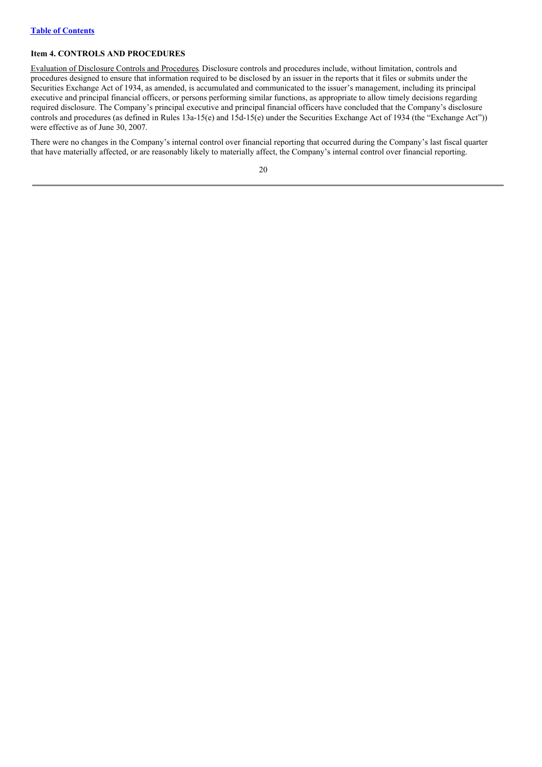### Item 4. CONTROLS AND PROCEDURES

Evaluation of Disclosure Controls and Procedures. Disclosure controls and procedures include, without limitation, controls and procedures designed to ensure that information required to be disclosed by an issuer in the reports that it files or submits under the Securities Exchange Act of 1934, as amended, is accumulated and communicated to the issuer's management, including its principal executive and principal financial officers, or persons performing similar functions, as appropriate to allow timely decisions regarding required disclosure. The Company's principal executive and principal financial officers have concluded that the Company's disclosure controls and procedures (as defined in Rules 13a-15(e) and 15d-15(e) under the Securities Exchange Act of 1934 (the "Exchange Act")) were effective as of June 30, 2007.

There were no changes in the Company's internal control over financial reporting that occurred during the Company's last fiscal quarter that have materially affected, or are reasonably likely to materially affect, the Company's internal control over financial reporting.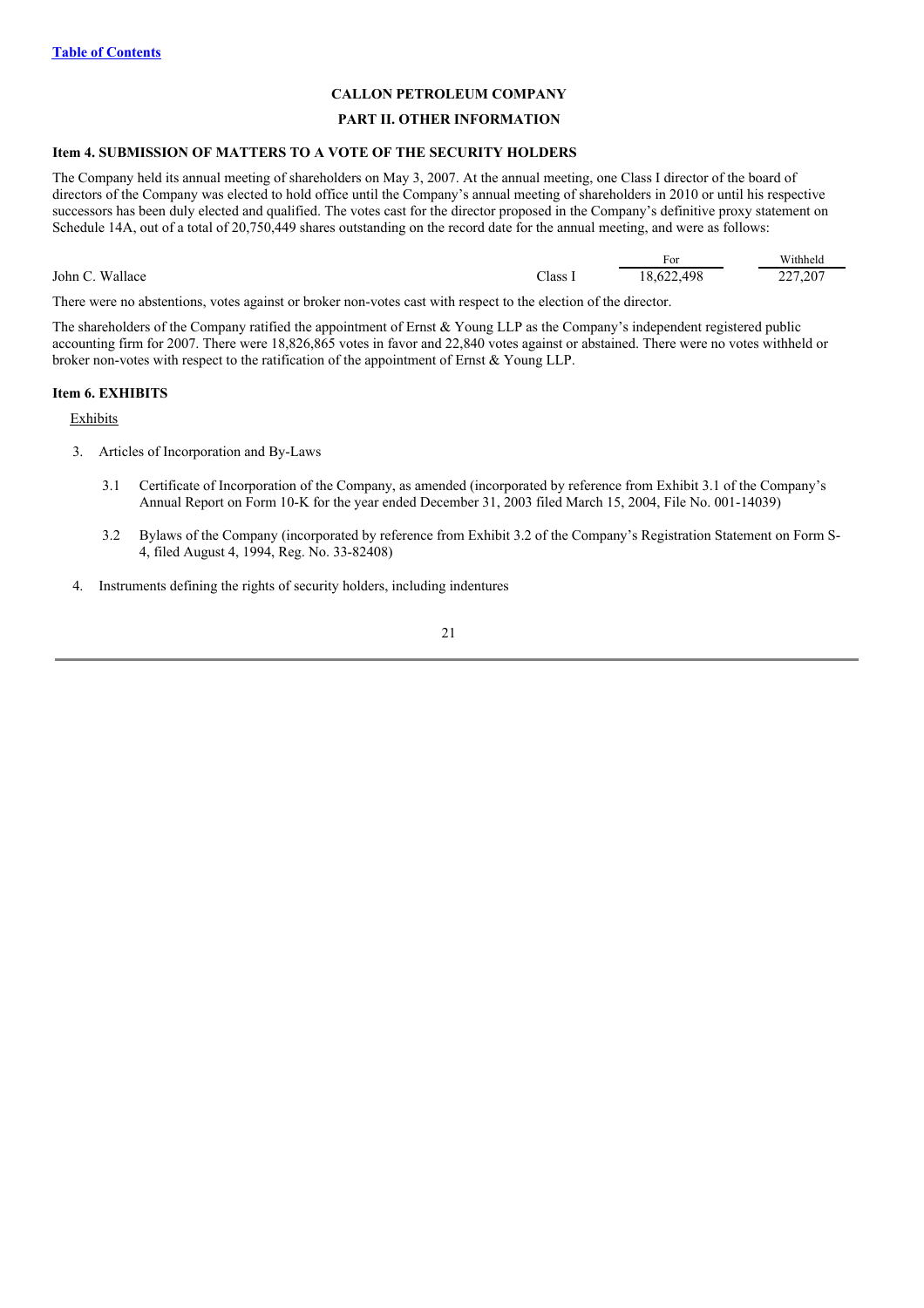[Table of Contents]

**CALLON PETROLEUM COMPANY**

**PART II. OTHER INFORMATION**

### Item 4. SUBMISSION OF MATTERS TO A VOTE OF THE SECURITY HOLDERS

The Company held its annual meeting of shareholders on May 3, 2007. At the annual meeting, one Class I director of the board of directors of the Company was elected to hold office until the Company's annual meeting of shareholders in 2010 or until his respective successors has been duly elected and qualified. The votes cast for the director proposed in the Company's definitive proxy statement on Schedule 14A, out of a total of 20,750,449 shares outstanding on the record date for the annual meeting, and were as follows:

| | | For | Withheld |
|---|---|---|---|
| John C. Wallace | Class I | 18,622,498 | 227,207 |

There were no abstentions, votes against or broker non-votes cast with respect to the election of the director.

The shareholders of the Company ratified the appointment of Ernst & Young LLP as the Company's independent registered public accounting firm for 2007. There were 18,826,865 votes in favor and 22,840 votes against or abstained. There were no votes withheld or broker non-votes with respect to the ratification of the appointment of Ernst & Young LLP.

### Item 6. EXHIBITS

Exhibits

3. Articles of Incorporation and By-Laws

   3.1 Certificate of Incorporation of the Company, as amended (incorporated by reference from Exhibit 3.1 of the Company's Annual Report on Form 10-K for the year ended December 31, 2003 filed March 15, 2004, File No. 001-14039)

   3.2 Bylaws of the Company (incorporated by reference from Exhibit 3.2 of the Company's Registration Statement on Form S-4, filed August 4, 1994, Reg. No. 33-82408)

4. Instruments defining the rights of security holders, including indentures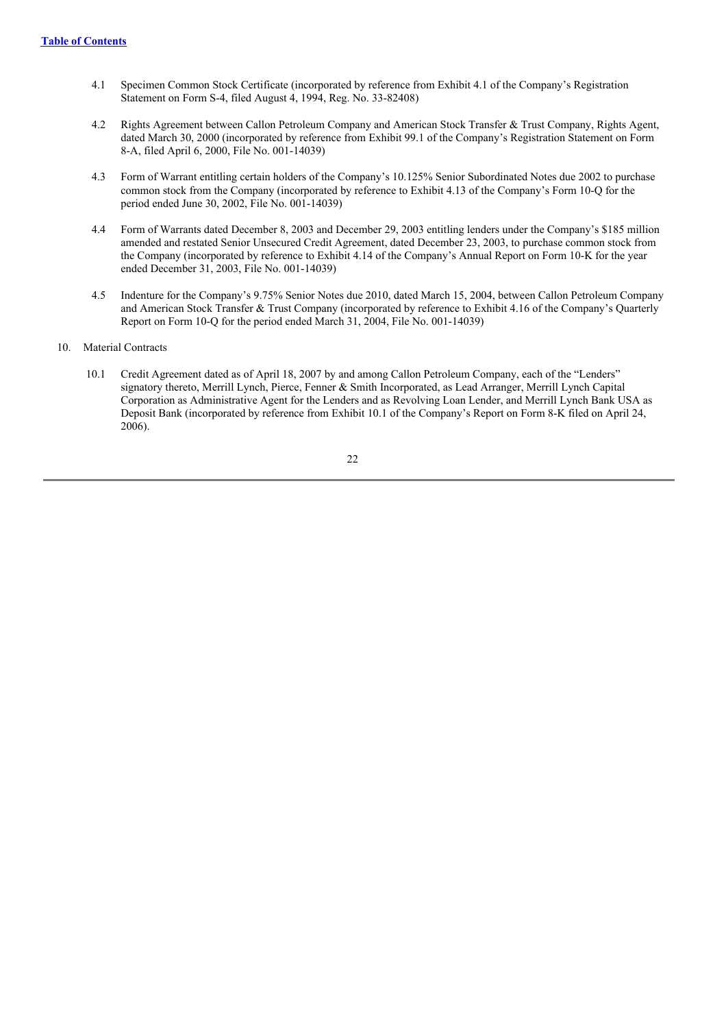[Table of Contents](#)

- 4.1 Specimen Common Stock Certificate (incorporated by reference from Exhibit 4.1 of the Company's Registration Statement on Form S-4, filed August 4, 1994, Reg. No. 33-82408)

- 4.2 Rights Agreement between Callon Petroleum Company and American Stock Transfer & Trust Company, Rights Agent, dated March 30, 2000 (incorporated by reference from Exhibit 99.1 of the Company's Registration Statement on Form 8-A, filed April 6, 2000, File No. 001-14039)

- 4.3 Form of Warrant entitling certain holders of the Company's 10.125% Senior Subordinated Notes due 2002 to purchase common stock from the Company (incorporated by reference to Exhibit 4.13 of the Company's Form 10-Q for the period ended June 30, 2002, File No. 001-14039)

- 4.4 Form of Warrants dated December 8, 2003 and December 29, 2003 entitling lenders under the Company's $185 million amended and restated Senior Unsecured Credit Agreement, dated December 23, 2003, to purchase common stock from the Company (incorporated by reference to Exhibit 4.14 of the Company's Annual Report on Form 10-K for the year ended December 31, 2003, File No. 001-14039)

- 4.5 Indenture for the Company's 9.75% Senior Notes due 2010, dated March 15, 2004, between Callon Petroleum Company and American Stock Transfer & Trust Company (incorporated by reference to Exhibit 4.16 of the Company's Quarterly Report on Form 10-Q for the period ended March 31, 2004, File No. 001-14039)

10. Material Contracts

- 10.1 Credit Agreement dated as of April 18, 2007 by and among Callon Petroleum Company, each of the "Lenders" signatory thereto, Merrill Lynch, Pierce, Fenner & Smith Incorporated, as Lead Arranger, Merrill Lynch Capital Corporation as Administrative Agent for the Lenders and as Revolving Loan Lender, and Merrill Lynch Bank USA as Deposit Bank (incorporated by reference from Exhibit 10.1 of the Company's Report on Form 8-K filed on April 24, 2006).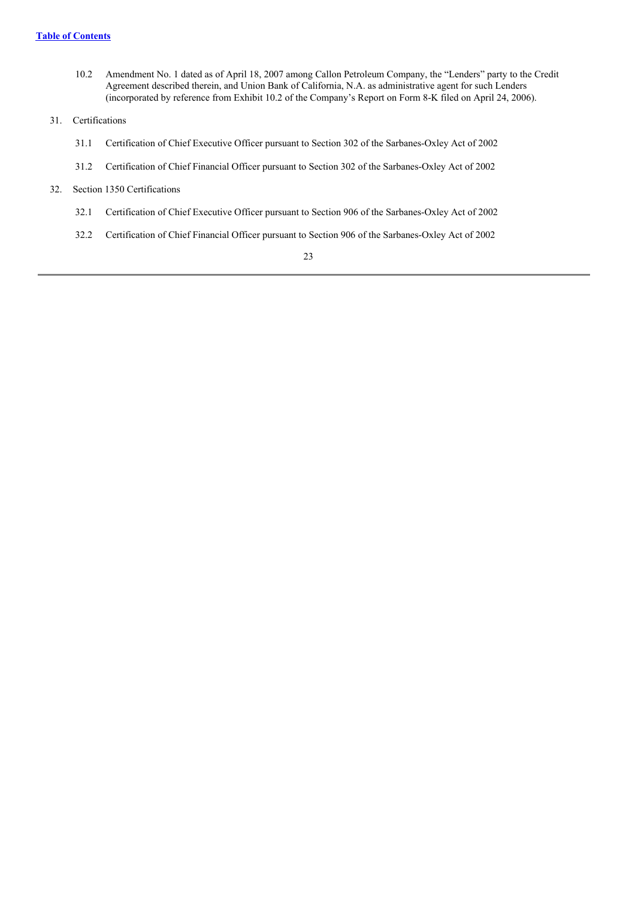10.2 Amendment No. 1 dated as of April 18, 2007 among Callon Petroleum Company, the “Lenders” party to the Credit Agreement described therein, and Union Bank of California, N.A. as administrative agent for such Lenders (incorporated by reference from Exhibit 10.2 of the Company’s Report on Form 8-K filed on April 24, 2006).

31. Certifications

31.1 Certification of Chief Executive Officer pursuant to Section 302 of the Sarbanes-Oxley Act of 2002

31.2 Certification of Chief Financial Officer pursuant to Section 302 of the Sarbanes-Oxley Act of 2002

32. Section 1350 Certifications

32.1 Certification of Chief Executive Officer pursuant to Section 906 of the Sarbanes-Oxley Act of 2002

32.2 Certification of Chief Financial Officer pursuant to Section 906 of the Sarbanes-Oxley Act of 2002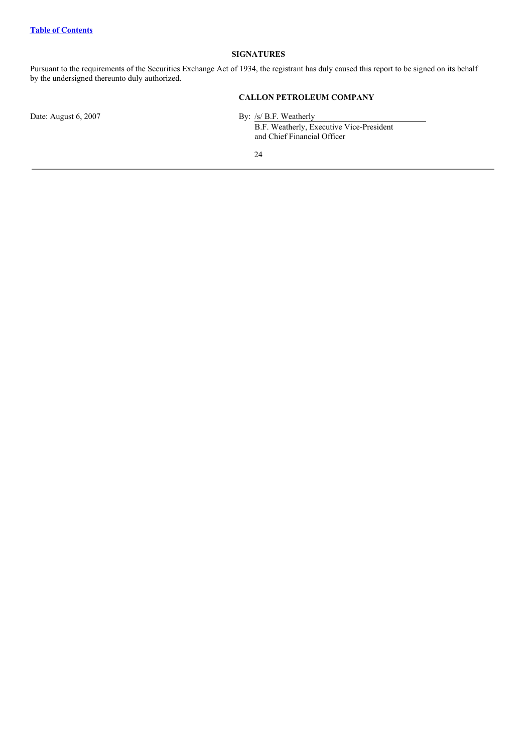## SIGNATURES

Pursuant to the requirements of the Securities Exchange Act of 1934, the registrant has duly caused this report to be signed on its behalf by the undersigned thereunto duly authorized.

**CALLON PETROLEUM COMPANY**

Date: August 6, 2007

By: /s/ B.F. Weatherly
B.F. Weatherly, Executive Vice-President
and Chief Financial Officer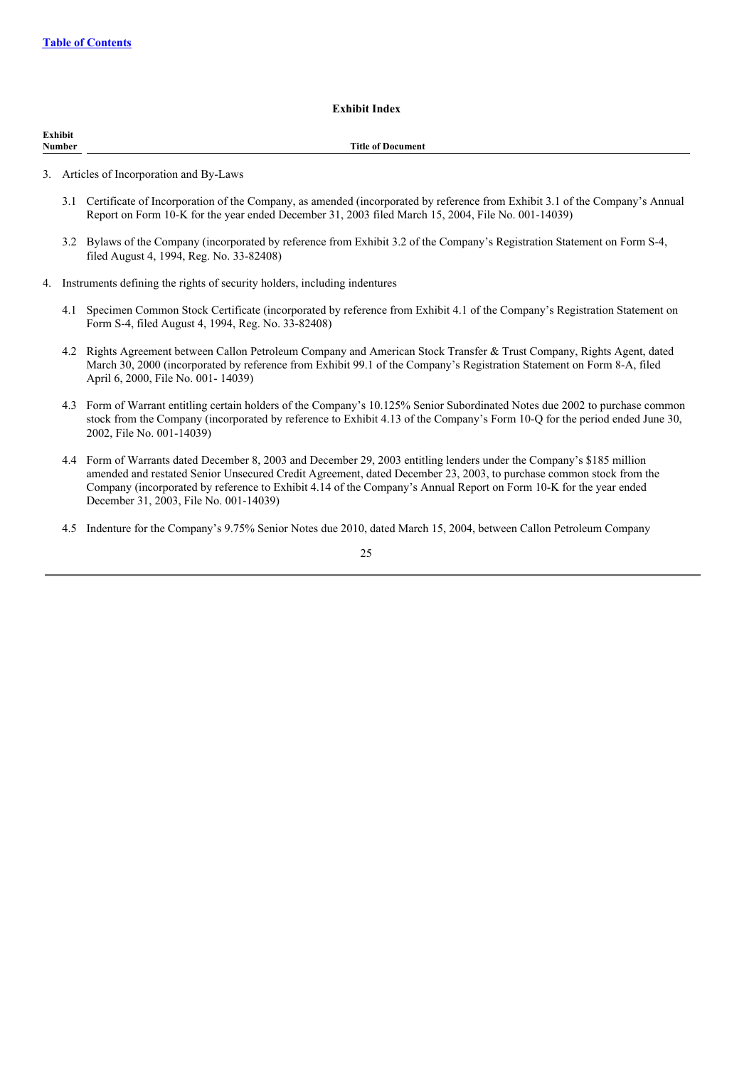[Table of Contents](#)

## Exhibit Index

| Exhibit Number | Title of Document |
|---|---|

3. Articles of Incorporation and By-Laws

   3.1 Certificate of Incorporation of the Company, as amended (incorporated by reference from Exhibit 3.1 of the Company's Annual Report on Form 10-K for the year ended December 31, 2003 filed March 15, 2004, File No. 001-14039)

   3.2 Bylaws of the Company (incorporated by reference from Exhibit 3.2 of the Company's Registration Statement on Form S-4, filed August 4, 1994, Reg. No. 33-82408)

4. Instruments defining the rights of security holders, including indentures

   4.1 Specimen Common Stock Certificate (incorporated by reference from Exhibit 4.1 of the Company's Registration Statement on Form S-4, filed August 4, 1994, Reg. No. 33-82408)

   4.2 Rights Agreement between Callon Petroleum Company and American Stock Transfer & Trust Company, Rights Agent, dated March 30, 2000 (incorporated by reference from Exhibit 99.1 of the Company's Registration Statement on Form 8-A, filed April 6, 2000, File No. 001- 14039)

   4.3 Form of Warrant entitling certain holders of the Company's 10.125% Senior Subordinated Notes due 2002 to purchase common stock from the Company (incorporated by reference to Exhibit 4.13 of the Company's Form 10-Q for the period ended June 30, 2002, File No. 001-14039)

   4.4 Form of Warrants dated December 8, 2003 and December 29, 2003 entitling lenders under the Company's $185 million amended and restated Senior Unsecured Credit Agreement, dated December 23, 2003, to purchase common stock from the Company (incorporated by reference to Exhibit 4.14 of the Company's Annual Report on Form 10-K for the year ended December 31, 2003, File No. 001-14039)

   4.5 Indenture for the Company's 9.75% Senior Notes due 2010, dated March 15, 2004, between Callon Petroleum Company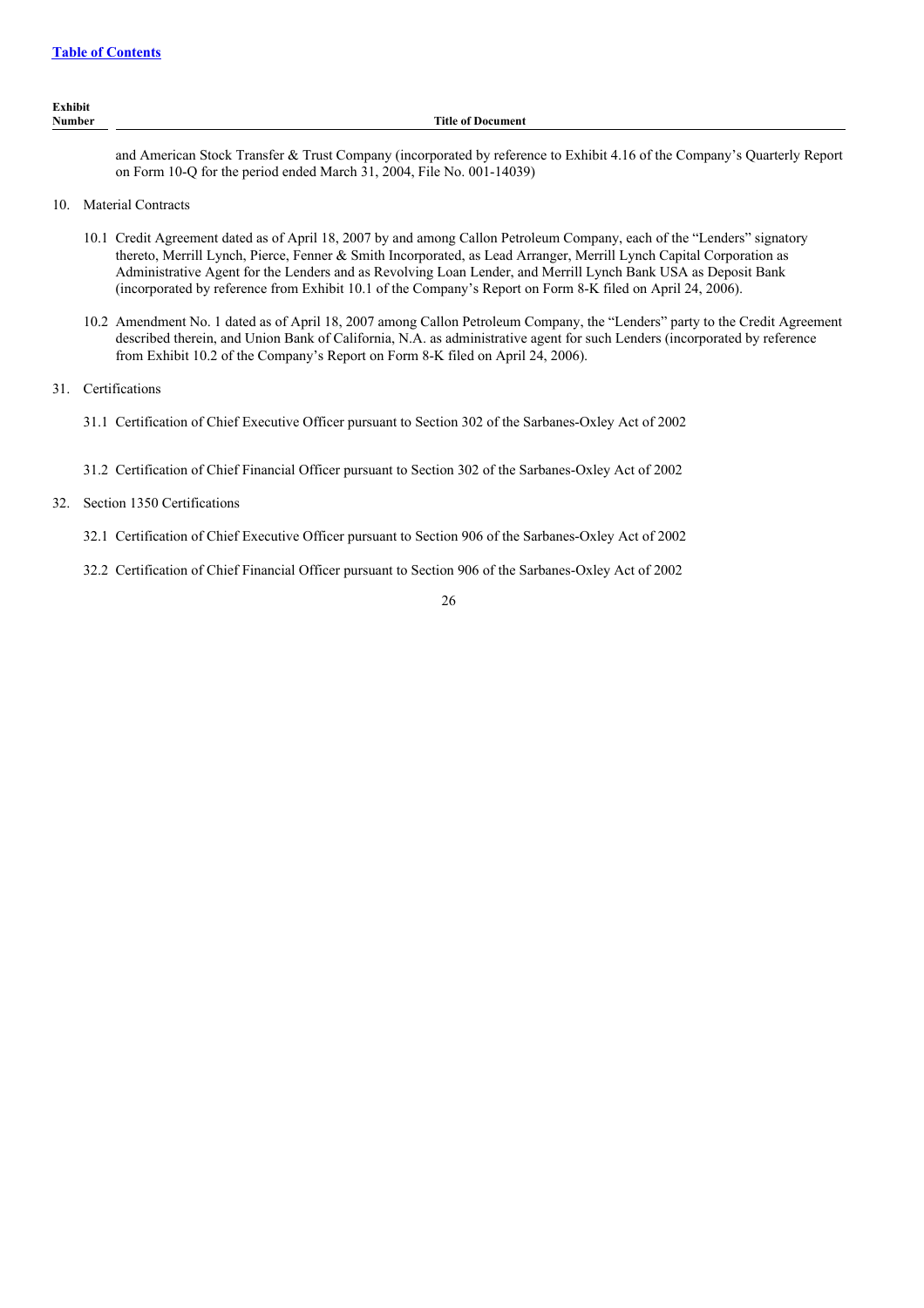| Exhibit Number | Title of Document |
|---|---|
| | and American Stock Transfer & Trust Company (incorporated by reference to Exhibit 4.16 of the Company's Quarterly Report on Form 10-Q for the period ended March 31, 2004, File No. 001-14039) |

10. Material Contracts

    10.1 Credit Agreement dated as of April 18, 2007 by and among Callon Petroleum Company, each of the "Lenders" signatory thereto, Merrill Lynch, Pierce, Fenner & Smith Incorporated, as Lead Arranger, Merrill Lynch Capital Corporation as Administrative Agent for the Lenders and as Revolving Loan Lender, and Merrill Lynch Bank USA as Deposit Bank (incorporated by reference from Exhibit 10.1 of the Company's Report on Form 8-K filed on April 24, 2006).

    10.2 Amendment No. 1 dated as of April 18, 2007 among Callon Petroleum Company, the "Lenders" party to the Credit Agreement described therein, and Union Bank of California, N.A. as administrative agent for such Lenders (incorporated by reference from Exhibit 10.2 of the Company's Report on Form 8-K filed on April 24, 2006).

31. Certifications

    31.1 Certification of Chief Executive Officer pursuant to Section 302 of the Sarbanes-Oxley Act of 2002

    31.2 Certification of Chief Financial Officer pursuant to Section 302 of the Sarbanes-Oxley Act of 2002

32. Section 1350 Certifications

    32.1 Certification of Chief Executive Officer pursuant to Section 906 of the Sarbanes-Oxley Act of 2002

    32.2 Certification of Chief Financial Officer pursuant to Section 906 of the Sarbanes-Oxley Act of 2002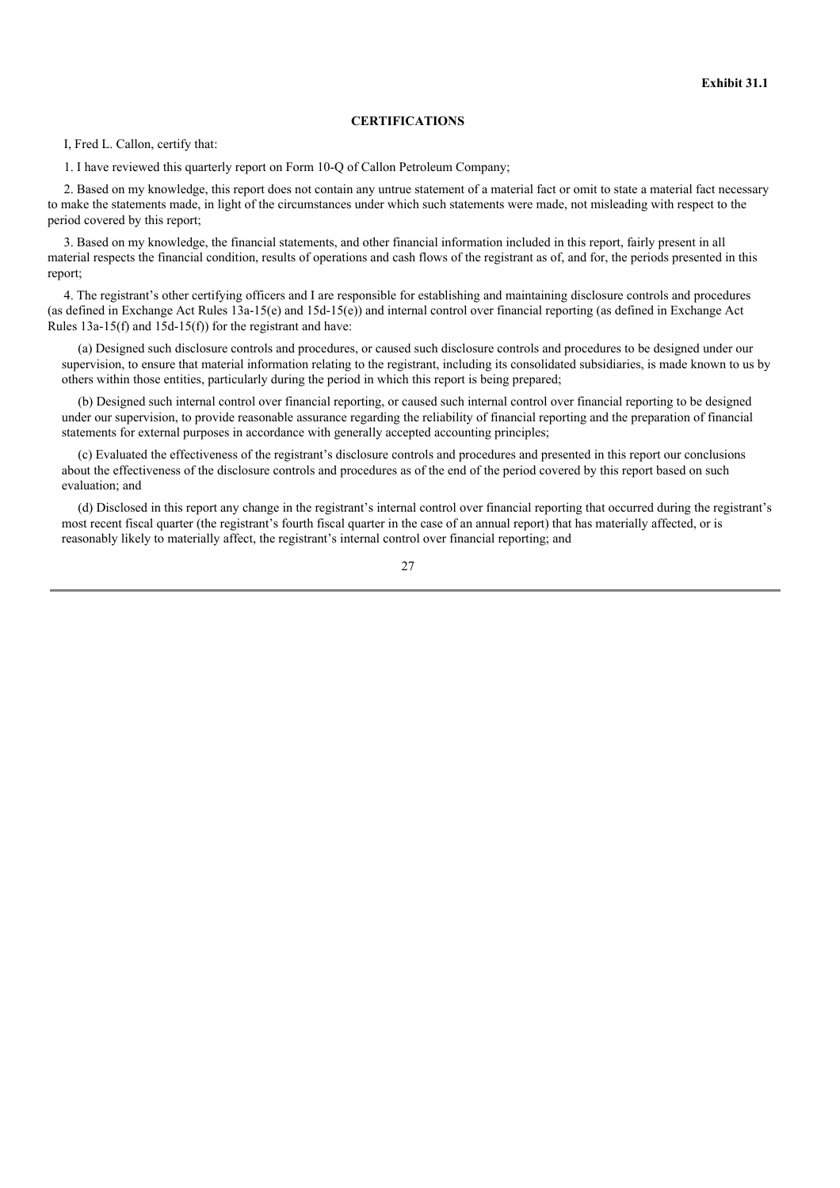**Exhibit 31.1**

**CERTIFICATIONS**

I, Fred L. Callon, certify that:

1. I have reviewed this quarterly report on Form 10-Q of Callon Petroleum Company;

2. Based on my knowledge, this report does not contain any untrue statement of a material fact or omit to state a material fact necessary to make the statements made, in light of the circumstances under which such statements were made, not misleading with respect to the period covered by this report;

3. Based on my knowledge, the financial statements, and other financial information included in this report, fairly present in all material respects the financial condition, results of operations and cash flows of the registrant as of, and for, the periods presented in this report;

4. The registrant's other certifying officers and I are responsible for establishing and maintaining disclosure controls and procedures (as defined in Exchange Act Rules 13a-15(e) and 15d-15(e)) and internal control over financial reporting (as defined in Exchange Act Rules 13a-15(f) and 15d-15(f)) for the registrant and have:

(a) Designed such disclosure controls and procedures, or caused such disclosure controls and procedures to be designed under our supervision, to ensure that material information relating to the registrant, including its consolidated subsidiaries, is made known to us by others within those entities, particularly during the period in which this report is being prepared;

(b) Designed such internal control over financial reporting, or caused such internal control over financial reporting to be designed under our supervision, to provide reasonable assurance regarding the reliability of financial reporting and the preparation of financial statements for external purposes in accordance with generally accepted accounting principles;

(c) Evaluated the effectiveness of the registrant's disclosure controls and procedures and presented in this report our conclusions about the effectiveness of the disclosure controls and procedures as of the end of the period covered by this report based on such evaluation; and

(d) Disclosed in this report any change in the registrant's internal control over financial reporting that occurred during the registrant's most recent fiscal quarter (the registrant's fourth fiscal quarter in the case of an annual report) that has materially affected, or is reasonably likely to materially affect, the registrant's internal control over financial reporting; and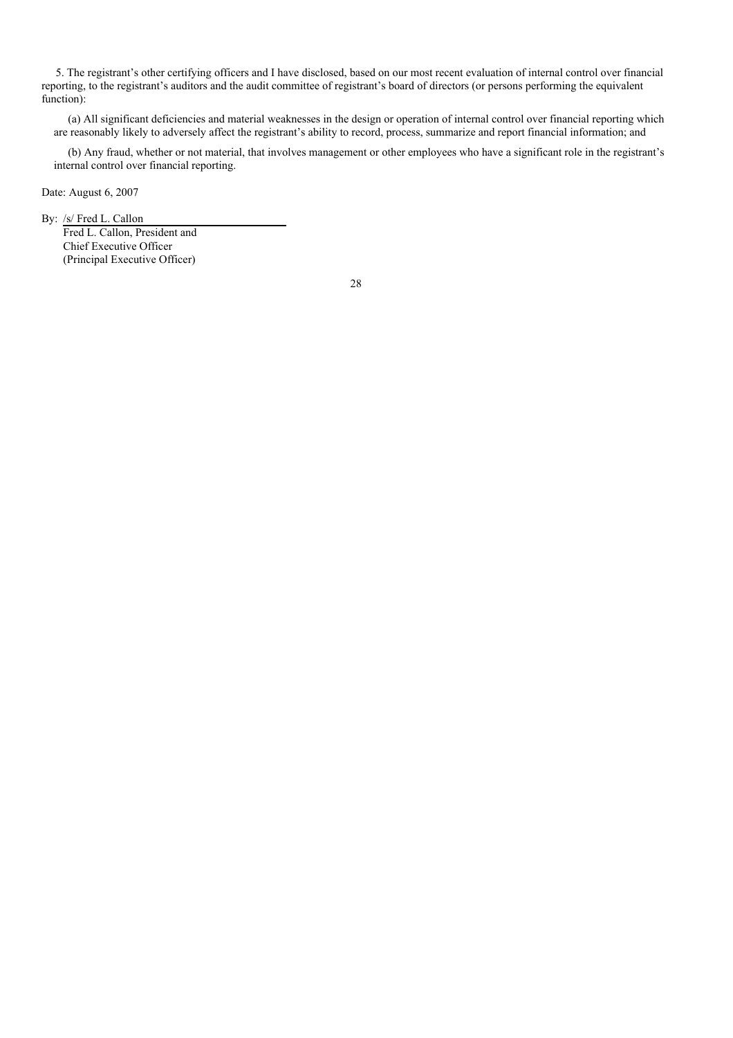5. The registrant's other certifying officers and I have disclosed, based on our most recent evaluation of internal control over financial reporting, to the registrant's auditors and the audit committee of registrant's board of directors (or persons performing the equivalent function):

(a) All significant deficiencies and material weaknesses in the design or operation of internal control over financial reporting which are reasonably likely to adversely affect the registrant's ability to record, process, summarize and report financial information; and

(b) Any fraud, whether or not material, that involves management or other employees who have a significant role in the registrant's internal control over financial reporting.

Date: August 6, 2007

By: /s/ Fred L. Callon
Fred L. Callon, President and
Chief Executive Officer
(Principal Executive Officer)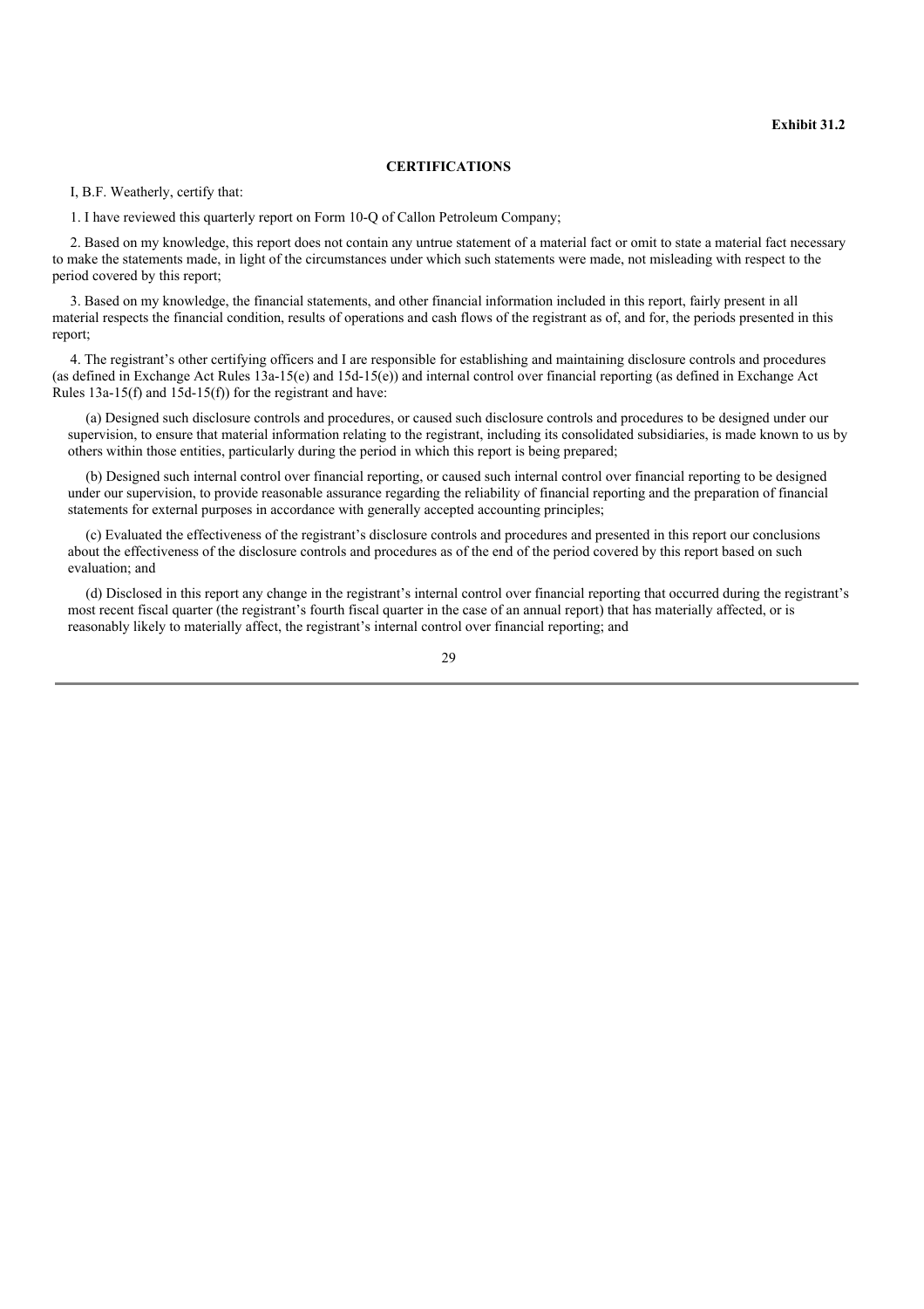**Exhibit 31.2**

**CERTIFICATIONS**

I, B.F. Weatherly, certify that:

1. I have reviewed this quarterly report on Form 10-Q of Callon Petroleum Company;

2. Based on my knowledge, this report does not contain any untrue statement of a material fact or omit to state a material fact necessary to make the statements made, in light of the circumstances under which such statements were made, not misleading with respect to the period covered by this report;

3. Based on my knowledge, the financial statements, and other financial information included in this report, fairly present in all material respects the financial condition, results of operations and cash flows of the registrant as of, and for, the periods presented in this report;

4. The registrant's other certifying officers and I are responsible for establishing and maintaining disclosure controls and procedures (as defined in Exchange Act Rules 13a-15(e) and 15d-15(e)) and internal control over financial reporting (as defined in Exchange Act Rules 13a-15(f) and 15d-15(f)) for the registrant and have:

(a) Designed such disclosure controls and procedures, or caused such disclosure controls and procedures to be designed under our supervision, to ensure that material information relating to the registrant, including its consolidated subsidiaries, is made known to us by others within those entities, particularly during the period in which this report is being prepared;

(b) Designed such internal control over financial reporting, or caused such internal control over financial reporting to be designed under our supervision, to provide reasonable assurance regarding the reliability of financial reporting and the preparation of financial statements for external purposes in accordance with generally accepted accounting principles;

(c) Evaluated the effectiveness of the registrant's disclosure controls and procedures and presented in this report our conclusions about the effectiveness of the disclosure controls and procedures as of the end of the period covered by this report based on such evaluation; and

(d) Disclosed in this report any change in the registrant's internal control over financial reporting that occurred during the registrant's most recent fiscal quarter (the registrant's fourth fiscal quarter in the case of an annual report) that has materially affected, or is reasonably likely to materially affect, the registrant's internal control over financial reporting; and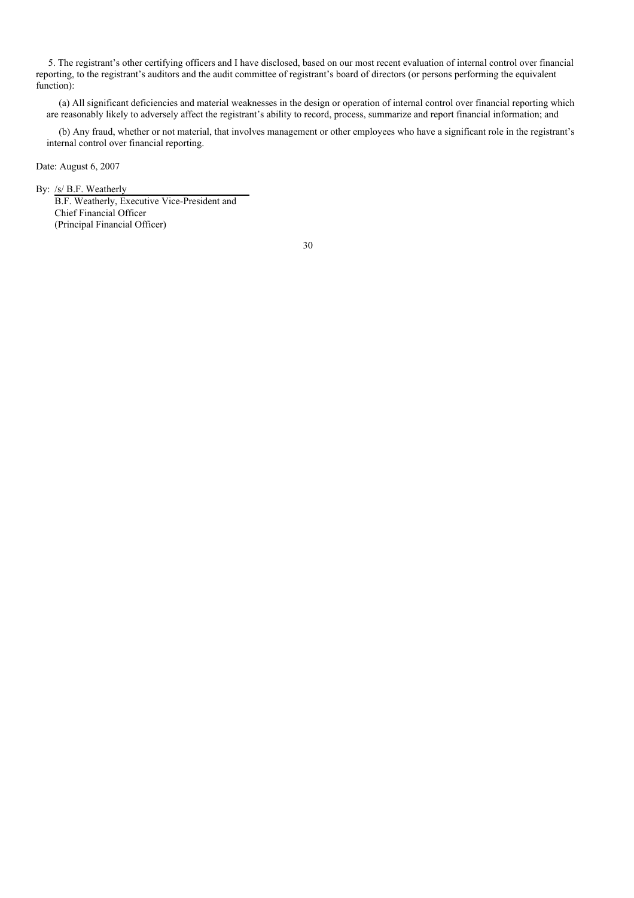5. The registrant's other certifying officers and I have disclosed, based on our most recent evaluation of internal control over financial reporting, to the registrant's auditors and the audit committee of registrant's board of directors (or persons performing the equivalent function):

(a) All significant deficiencies and material weaknesses in the design or operation of internal control over financial reporting which are reasonably likely to adversely affect the registrant's ability to record, process, summarize and report financial information; and

(b) Any fraud, whether or not material, that involves management or other employees who have a significant role in the registrant's internal control over financial reporting.

Date: August 6, 2007

By: /s/ B.F. Weatherly

B.F. Weatherly, Executive Vice-President and
Chief Financial Officer
(Principal Financial Officer)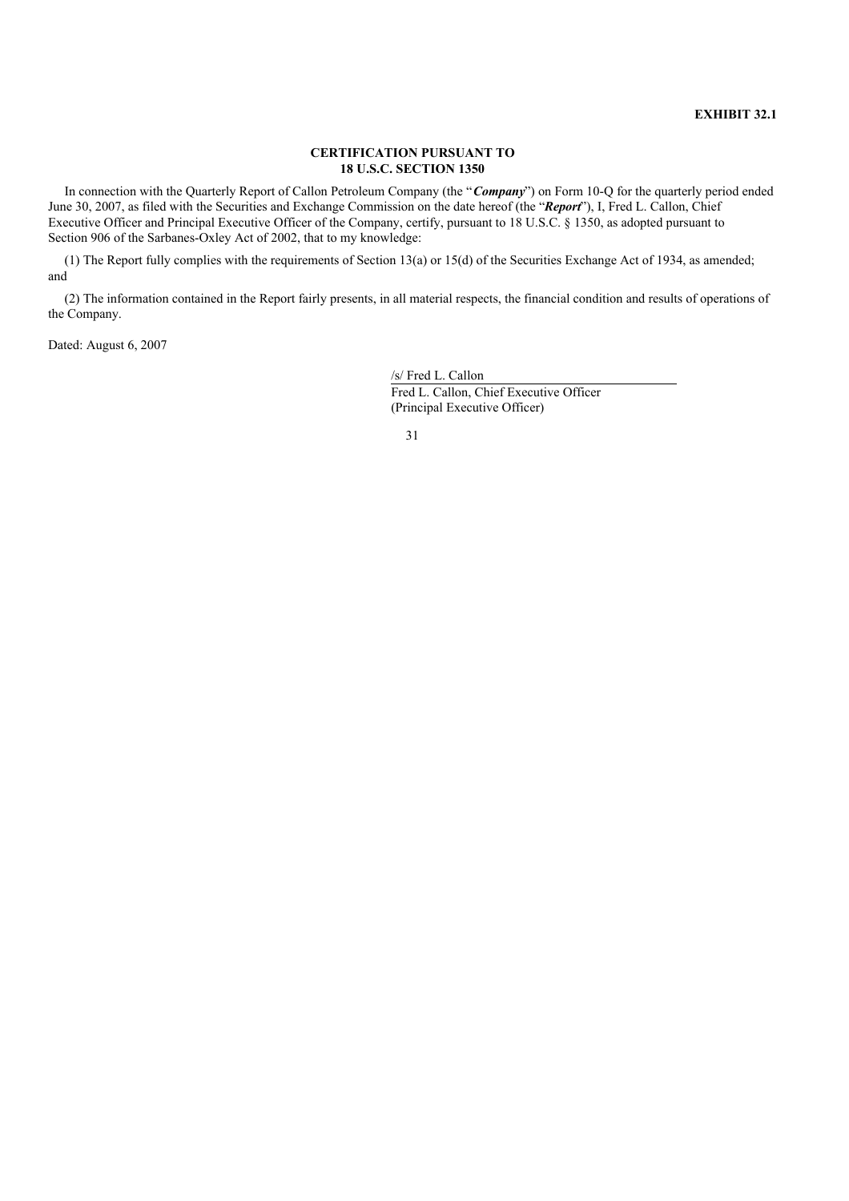**EXHIBIT 32.1**

**CERTIFICATION PURSUANT TO**
**18 U.S.C. SECTION 1350**

In connection with the Quarterly Report of Callon Petroleum Company (the "***Company***") on Form 10-Q for the quarterly period ended June 30, 2007, as filed with the Securities and Exchange Commission on the date hereof (the "***Report***"), I, Fred L. Callon, Chief Executive Officer and Principal Executive Officer of the Company, certify, pursuant to 18 U.S.C. § 1350, as adopted pursuant to Section 906 of the Sarbanes-Oxley Act of 2002, that to my knowledge:

(1) The Report fully complies with the requirements of Section 13(a) or 15(d) of the Securities Exchange Act of 1934, as amended; and

(2) The information contained in the Report fairly presents, in all material respects, the financial condition and results of operations of the Company.

Dated: August 6, 2007

/s/ Fred L. Callon
Fred L. Callon, Chief Executive Officer
(Principal Executive Officer)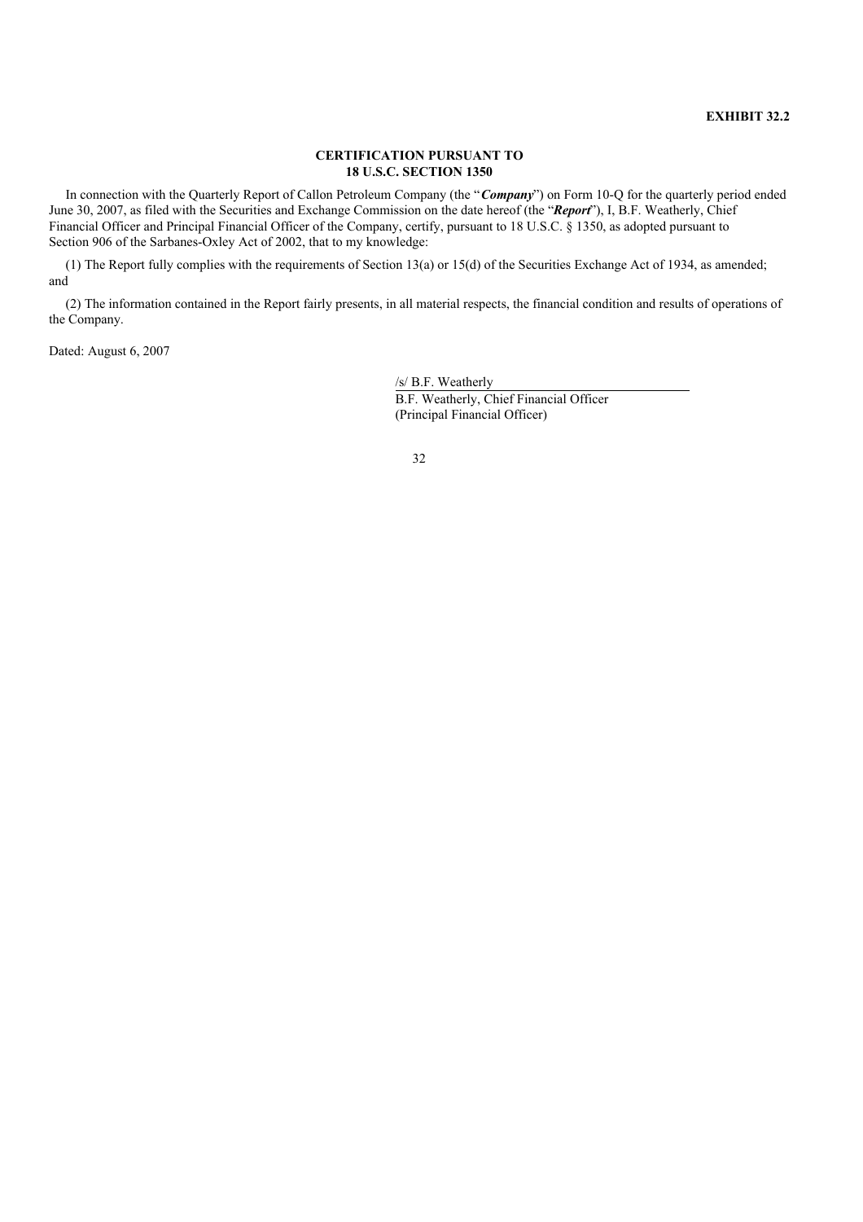**EXHIBIT 32.2**

**CERTIFICATION PURSUANT TO**
**18 U.S.C. SECTION 1350**

In connection with the Quarterly Report of Callon Petroleum Company (the "***Company***") on Form 10-Q for the quarterly period ended June 30, 2007, as filed with the Securities and Exchange Commission on the date hereof (the "***Report***"), I, B.F. Weatherly, Chief Financial Officer and Principal Financial Officer of the Company, certify, pursuant to 18 U.S.C. § 1350, as adopted pursuant to Section 906 of the Sarbanes-Oxley Act of 2002, that to my knowledge:

(1) The Report fully complies with the requirements of Section 13(a) or 15(d) of the Securities Exchange Act of 1934, as amended; and

(2) The information contained in the Report fairly presents, in all material respects, the financial condition and results of operations of the Company.

Dated: August 6, 2007

/s/ B.F. Weatherly

B.F. Weatherly, Chief Financial Officer
(Principal Financial Officer)